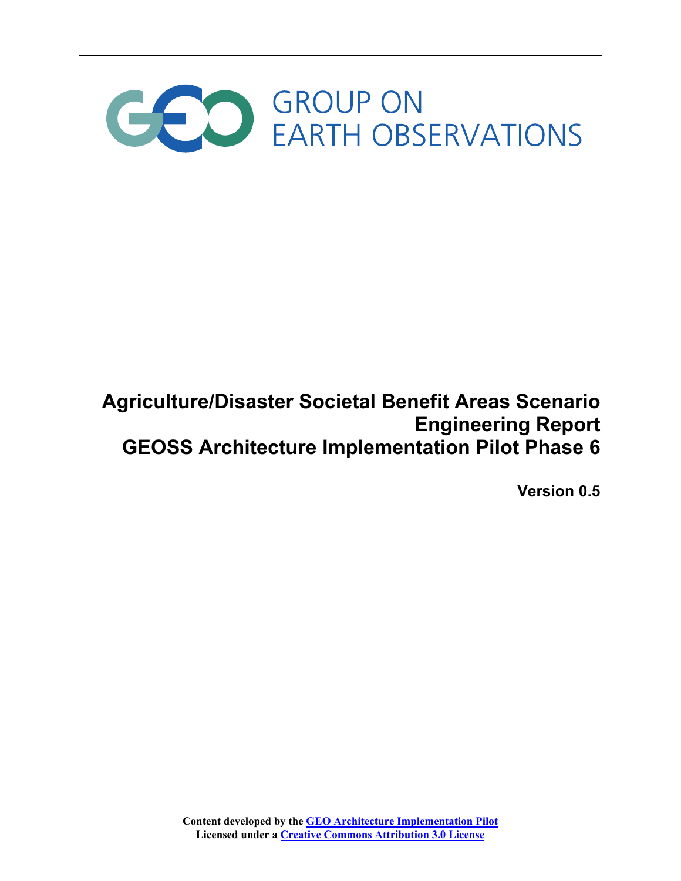GROUP ON
EARTH OBSERVATIONS

# Agriculture/Disaster Societal Benefit Areas Scenario Engineering Report
# GEOSS Architecture Implementation Pilot Phase 6

**Version 0.5**

**Content developed by the [GEO Architecture Implementation Pilot]()**
**Licensed under a [Creative Commons Attribution 3.0 License]()**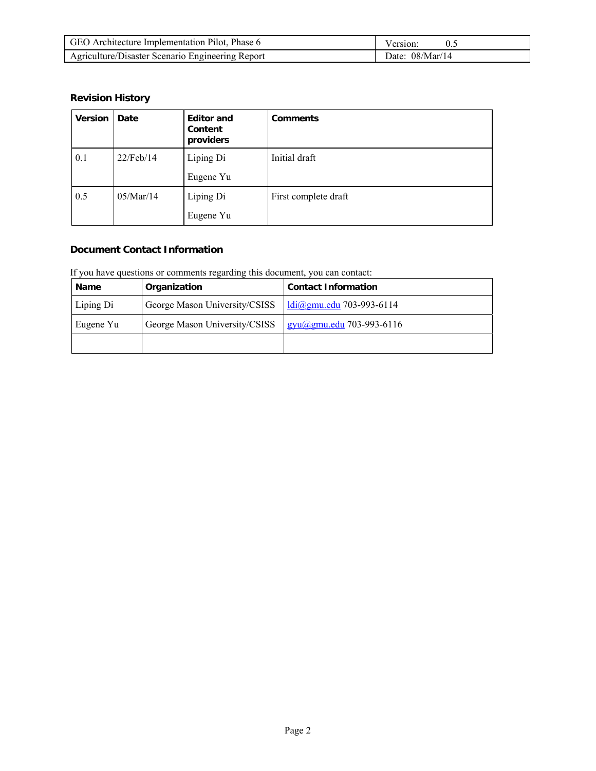### Revision History

| Version | Date | Editor and Content providers | Comments |
|---|---|---|---|
| 0.1 | 22/Feb/14 | Liping Di<br>Eugene Yu | Initial draft |
| 0.5 | 05/Mar/14 | Liping Di<br>Eugene Yu | First complete draft |

### Document Contact Information

If you have questions or comments regarding this document, you can contact:

| Name | Organization | Contact Information |
|---|---|---|
| Liping Di | George Mason University/CSISS | ldi@gmu.edu 703-993-6114 |
| Eugene Yu | George Mason University/CSISS | gyu@gmu.edu 703-993-6116 |
| | | |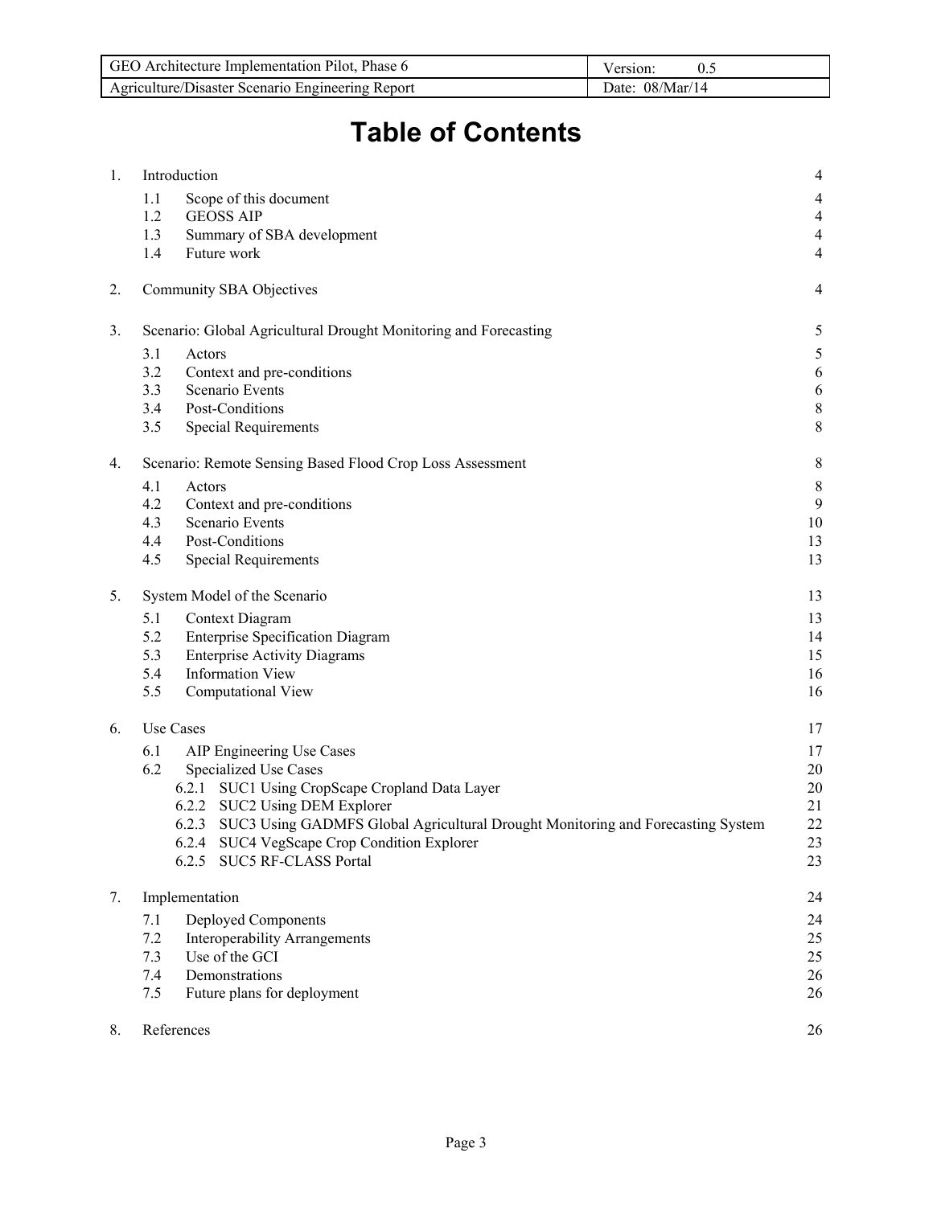# Table of Contents

1. Introduction 4
   - 1.1 Scope of this document 4
   - 1.2 GEOSS AIP 4
   - 1.3 Summary of SBA development 4
   - 1.4 Future work 4
2. Community SBA Objectives 4
3. Scenario: Global Agricultural Drought Monitoring and Forecasting 5
   - 3.1 Actors 5
   - 3.2 Context and pre-conditions 6
   - 3.3 Scenario Events 6
   - 3.4 Post-Conditions 8
   - 3.5 Special Requirements 8
4. Scenario: Remote Sensing Based Flood Crop Loss Assessment 8
   - 4.1 Actors 8
   - 4.2 Context and pre-conditions 9
   - 4.3 Scenario Events 10
   - 4.4 Post-Conditions 13
   - 4.5 Special Requirements 13
5. System Model of the Scenario 13
   - 5.1 Context Diagram 13
   - 5.2 Enterprise Specification Diagram 14
   - 5.3 Enterprise Activity Diagrams 15
   - 5.4 Information View 16
   - 5.5 Computational View 16
6. Use Cases 17
   - 6.1 AIP Engineering Use Cases 17
   - 6.2 Specialized Use Cases 20
     - 6.2.1 SUC1 Using CropScape Cropland Data Layer 20
     - 6.2.2 SUC2 Using DEM Explorer 21
     - 6.2.3 SUC3 Using GADMFS Global Agricultural Drought Monitoring and Forecasting System 22
     - 6.2.4 SUC4 VegScape Crop Condition Explorer 23
     - 6.2.5 SUC5 RF-CLASS Portal 23
7. Implementation 24
   - 7.1 Deployed Components 24
   - 7.2 Interoperability Arrangements 25
   - 7.3 Use of the GCI 25
   - 7.4 Demonstrations 26
   - 7.5 Future plans for deployment 26
8. References 26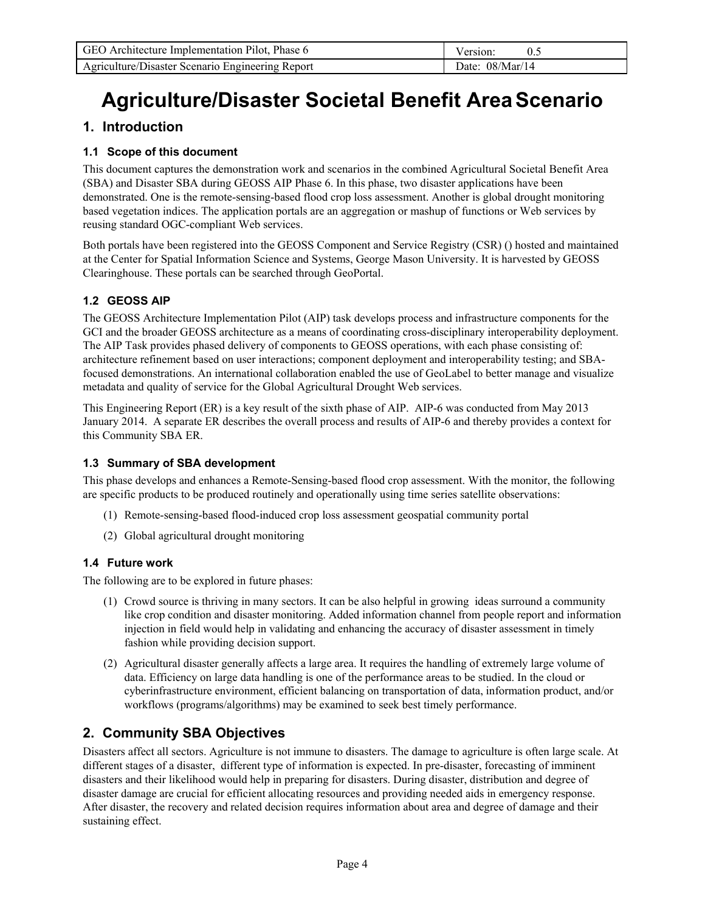# Agriculture/Disaster Societal Benefit Area Scenario

## 1. Introduction

### 1.1 Scope of this document

This document captures the demonstration work and scenarios in the combined Agricultural Societal Benefit Area (SBA) and Disaster SBA during GEOSS AIP Phase 6. In this phase, two disaster applications have been demonstrated. One is the remote-sensing-based flood crop loss assessment. Another is global drought monitoring based vegetation indices. The application portals are an aggregation or mashup of functions or Web services by reusing standard OGC-compliant Web services.

Both portals have been registered into the GEOSS Component and Service Registry (CSR) () hosted and maintained at the Center for Spatial Information Science and Systems, George Mason University. It is harvested by GEOSS Clearinghouse. These portals can be searched through GeoPortal.

### 1.2 GEOSS AIP

The GEOSS Architecture Implementation Pilot (AIP) task develops process and infrastructure components for the GCI and the broader GEOSS architecture as a means of coordinating cross-disciplinary interoperability deployment. The AIP Task provides phased delivery of components to GEOSS operations, with each phase consisting of: architecture refinement based on user interactions; component deployment and interoperability testing; and SBA-focused demonstrations. An international collaboration enabled the use of GeoLabel to better manage and visualize metadata and quality of service for the Global Agricultural Drought Web services.

This Engineering Report (ER) is a key result of the sixth phase of AIP. AIP-6 was conducted from May 2013 January 2014. A separate ER describes the overall process and results of AIP-6 and thereby provides a context for this Community SBA ER.

### 1.3 Summary of SBA development

This phase develops and enhances a Remote-Sensing-based flood crop assessment. With the monitor, the following are specific products to be produced routinely and operationally using time series satellite observations:

(1) Remote-sensing-based flood-induced crop loss assessment geospatial community portal

(2) Global agricultural drought monitoring

### 1.4 Future work

The following are to be explored in future phases:

(1) Crowd source is thriving in many sectors. It can be also helpful in growing ideas surround a community like crop condition and disaster monitoring. Added information channel from people report and information injection in field would help in validating and enhancing the accuracy of disaster assessment in timely fashion while providing decision support.

(2) Agricultural disaster generally affects a large area. It requires the handling of extremely large volume of data. Efficiency on large data handling is one of the performance areas to be studied. In the cloud or cyberinfrastructure environment, efficient balancing on transportation of data, information product, and/or workflows (programs/algorithms) may be examined to seek best timely performance.

## 2. Community SBA Objectives

Disasters affect all sectors. Agriculture is not immune to disasters. The damage to agriculture is often large scale. At different stages of a disaster, different type of information is expected. In pre-disaster, forecasting of imminent disasters and their likelihood would help in preparing for disasters. During disaster, distribution and degree of disaster damage are crucial for efficient allocating resources and providing needed aids in emergency response. After disaster, the recovery and related decision requires information about area and degree of damage and their sustaining effect.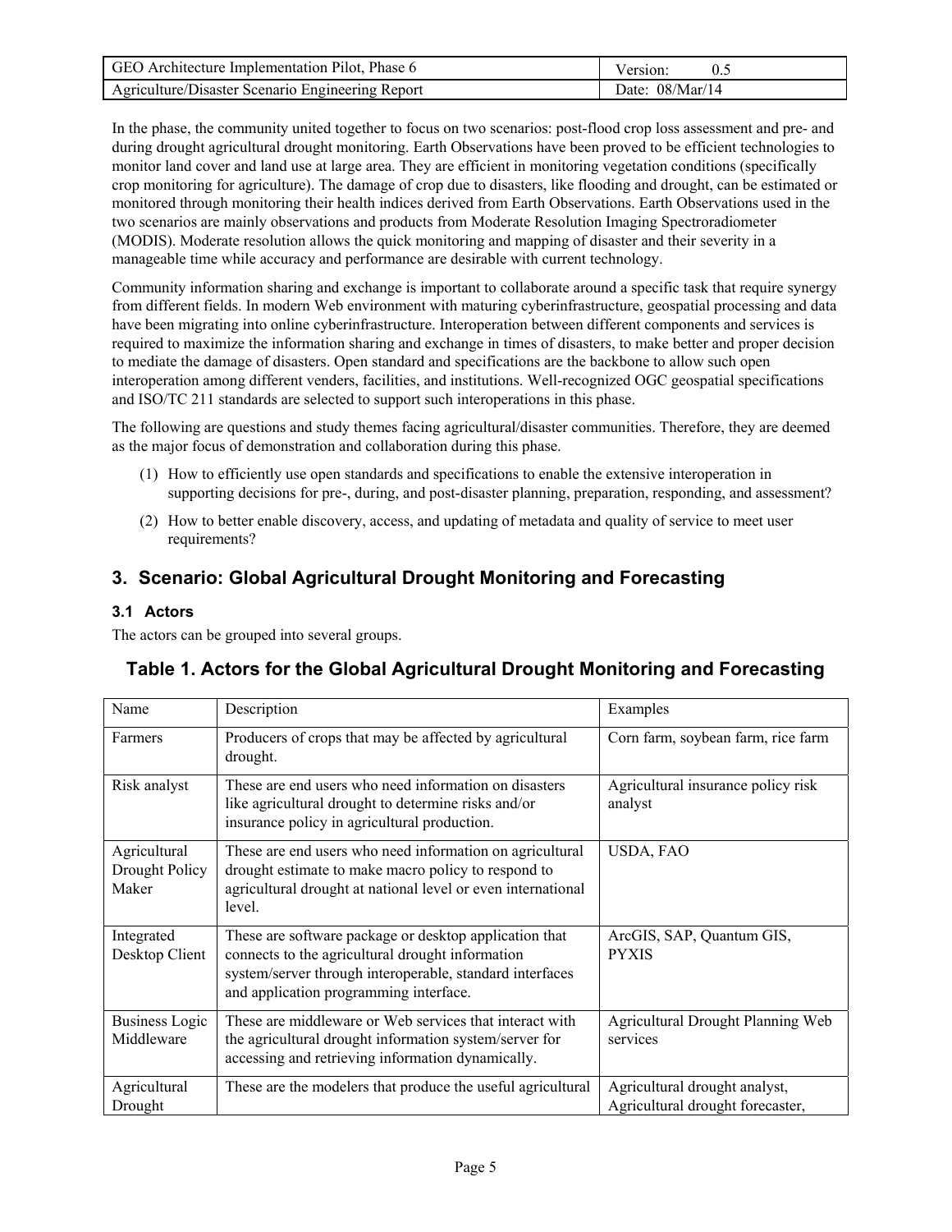In the phase, the community united together to focus on two scenarios: post-flood crop loss assessment and pre- and during drought agricultural drought monitoring. Earth Observations have been proved to be efficient technologies to monitor land cover and land use at large area. They are efficient in monitoring vegetation conditions (specifically crop monitoring for agriculture). The damage of crop due to disasters, like flooding and drought, can be estimated or monitored through monitoring their health indices derived from Earth Observations. Earth Observations used in the two scenarios are mainly observations and products from Moderate Resolution Imaging Spectroradiometer (MODIS). Moderate resolution allows the quick monitoring and mapping of disaster and their severity in a manageable time while accuracy and performance are desirable with current technology.

Community information sharing and exchange is important to collaborate around a specific task that require synergy from different fields. In modern Web environment with maturing cyberinfrastructure, geospatial processing and data have been migrating into online cyberinfrastructure. Interoperation between different components and services is required to maximize the information sharing and exchange in times of disasters, to make better and proper decision to mediate the damage of disasters. Open standard and specifications are the backbone to allow such open interoperation among different venders, facilities, and institutions. Well-recognized OGC geospatial specifications and ISO/TC 211 standards are selected to support such interoperations in this phase.

The following are questions and study themes facing agricultural/disaster communities. Therefore, they are deemed as the major focus of demonstration and collaboration during this phase.

(1) How to efficiently use open standards and specifications to enable the extensive interoperation in supporting decisions for pre-, during, and post-disaster planning, preparation, responding, and assessment?

(2) How to better enable discovery, access, and updating of metadata and quality of service to meet user requirements?

## 3. Scenario: Global Agricultural Drought Monitoring and Forecasting

### 3.1 Actors

The actors can be grouped into several groups.

### Table 1. Actors for the Global Agricultural Drought Monitoring and Forecasting

| Name | Description | Examples |
|---|---|---|
| Farmers | Producers of crops that may be affected by agricultural drought. | Corn farm, soybean farm, rice farm |
| Risk analyst | These are end users who need information on disasters like agricultural drought to determine risks and/or insurance policy in agricultural production. | Agricultural insurance policy risk analyst |
| Agricultural Drought Policy Maker | These are end users who need information on agricultural drought estimate to make macro policy to respond to agricultural drought at national level or even international level. | USDA, FAO |
| Integrated Desktop Client | These are software package or desktop application that connects to the agricultural drought information system/server through interoperable, standard interfaces and application programming interface. | ArcGIS, SAP, Quantum GIS, PYXIS |
| Business Logic Middleware | These are middleware or Web services that interact with the agricultural drought information system/server for accessing and retrieving information dynamically. | Agricultural Drought Planning Web services |
| Agricultural Drought | These are the modelers that produce the useful agricultural | Agricultural drought analyst, Agricultural drought forecaster, |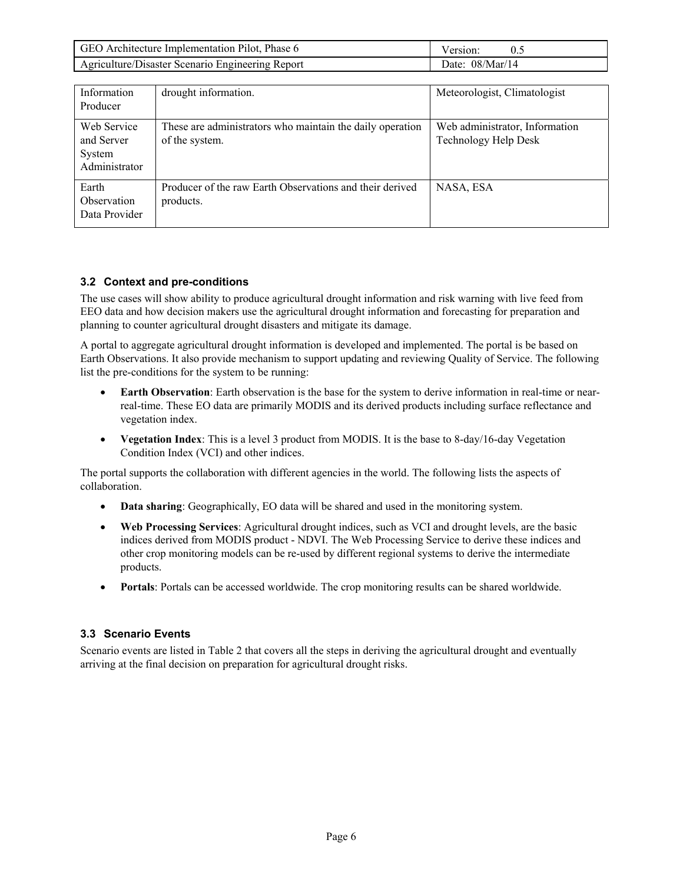| | | |
|---|---|---|
| Information Producer | drought information. | Meteorologist, Climatologist |
| Web Service and Server System Administrator | These are administrators who maintain the daily operation of the system. | Web administrator, Information Technology Help Desk |
| Earth Observation Data Provider | Producer of the raw Earth Observations and their derived products. | NASA, ESA |

### 3.2 Context and pre-conditions

The use cases will show ability to produce agricultural drought information and risk warning with live feed from EEO data and how decision makers use the agricultural drought information and forecasting for preparation and planning to counter agricultural drought disasters and mitigate its damage.

A portal to aggregate agricultural drought information is developed and implemented. The portal is be based on Earth Observations. It also provide mechanism to support updating and reviewing Quality of Service. The following list the pre-conditions for the system to be running:

- **Earth Observation**: Earth observation is the base for the system to derive information in real-time or near-real-time. These EO data are primarily MODIS and its derived products including surface reflectance and vegetation index.
- **Vegetation Index**: This is a level 3 product from MODIS. It is the base to 8-day/16-day Vegetation Condition Index (VCI) and other indices.

The portal supports the collaboration with different agencies in the world. The following lists the aspects of collaboration.

- **Data sharing**: Geographically, EO data will be shared and used in the monitoring system.
- **Web Processing Services**: Agricultural drought indices, such as VCI and drought levels, are the basic indices derived from MODIS product - NDVI. The Web Processing Service to derive these indices and other crop monitoring models can be re-used by different regional systems to derive the intermediate products.
- **Portals**: Portals can be accessed worldwide. The crop monitoring results can be shared worldwide.

### 3.3 Scenario Events

Scenario events are listed in Table 2 that covers all the steps in deriving the agricultural drought and eventually arriving at the final decision on preparation for agricultural drought risks.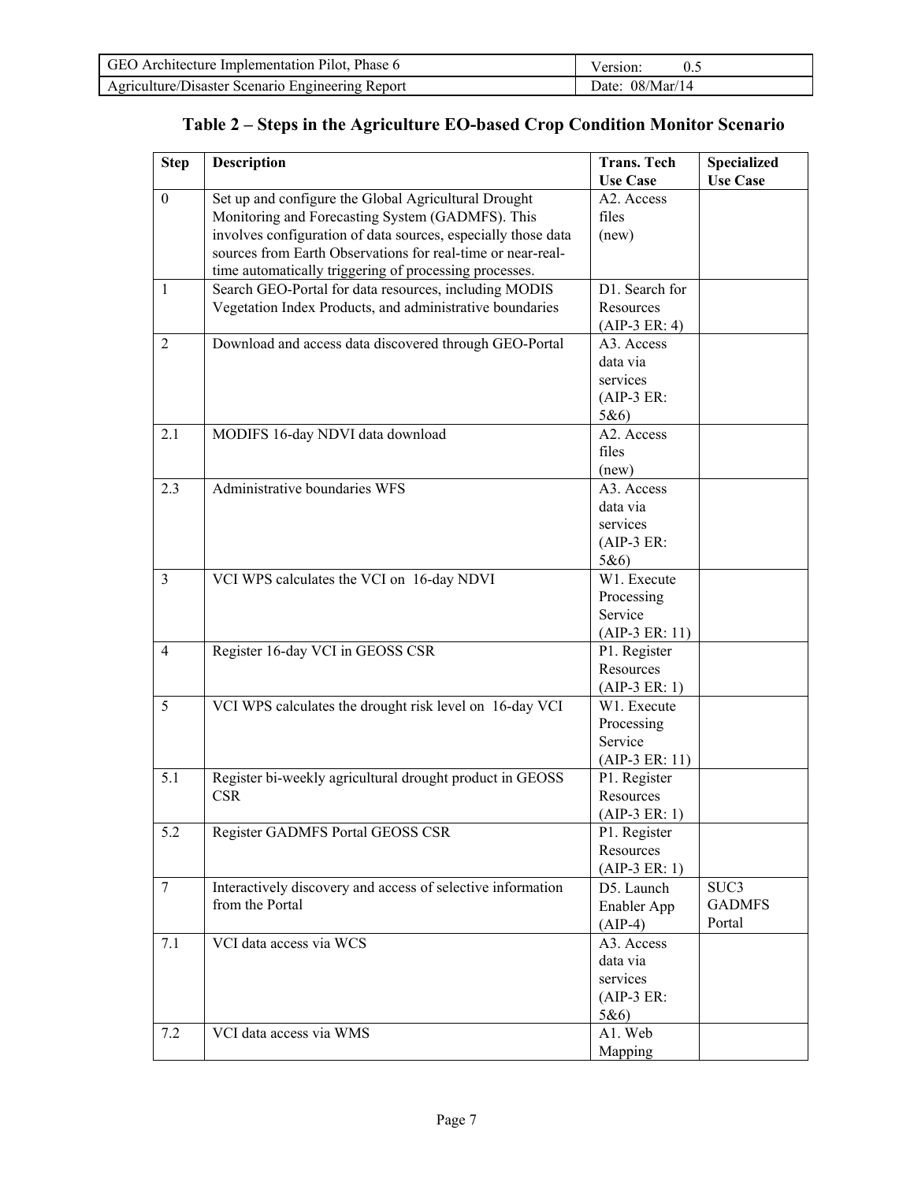### Table 2 – Steps in the Agriculture EO-based Crop Condition Monitor Scenario

| Step | Description | Trans. Tech Use Case | Specialized Use Case |
|---|---|---|---|
| 0 | Set up and configure the Global Agricultural Drought Monitoring and Forecasting System (GADMFS). This involves configuration of data sources, especially those data sources from Earth Observations for real-time or near-real-time automatically triggering of processing processes. | A2. Access files (new) | |
| 1 | Search GEO-Portal for data resources, including MODIS Vegetation Index Products, and administrative boundaries | D1. Search for Resources (AIP-3 ER: 4) | |
| 2 | Download and access data discovered through GEO-Portal | A3. Access data via services (AIP-3 ER: 5&6) | |
| 2.1 | MODIFS 16-day NDVI data download | A2. Access files (new) | |
| 2.3 | Administrative boundaries WFS | A3. Access data via services (AIP-3 ER: 5&6) | |
| 3 | VCI WPS calculates the VCI on 16-day NDVI | W1. Execute Processing Service (AIP-3 ER: 11) | |
| 4 | Register 16-day VCI in GEOSS CSR | P1. Register Resources (AIP-3 ER: 1) | |
| 5 | VCI WPS calculates the drought risk level on 16-day VCI | W1. Execute Processing Service (AIP-3 ER: 11) | |
| 5.1 | Register bi-weekly agricultural drought product in GEOSS CSR | P1. Register Resources (AIP-3 ER: 1) | |
| 5.2 | Register GADMFS Portal GEOSS CSR | P1. Register Resources (AIP-3 ER: 1) | |
| 7 | Interactively discovery and access of selective information from the Portal | D5. Launch Enabler App (AIP-4) | SUC3 GADMFS Portal |
| 7.1 | VCI data access via WCS | A3. Access data via services (AIP-3 ER: 5&6) | |
| 7.2 | VCI data access via WMS | A1. Web Mapping | |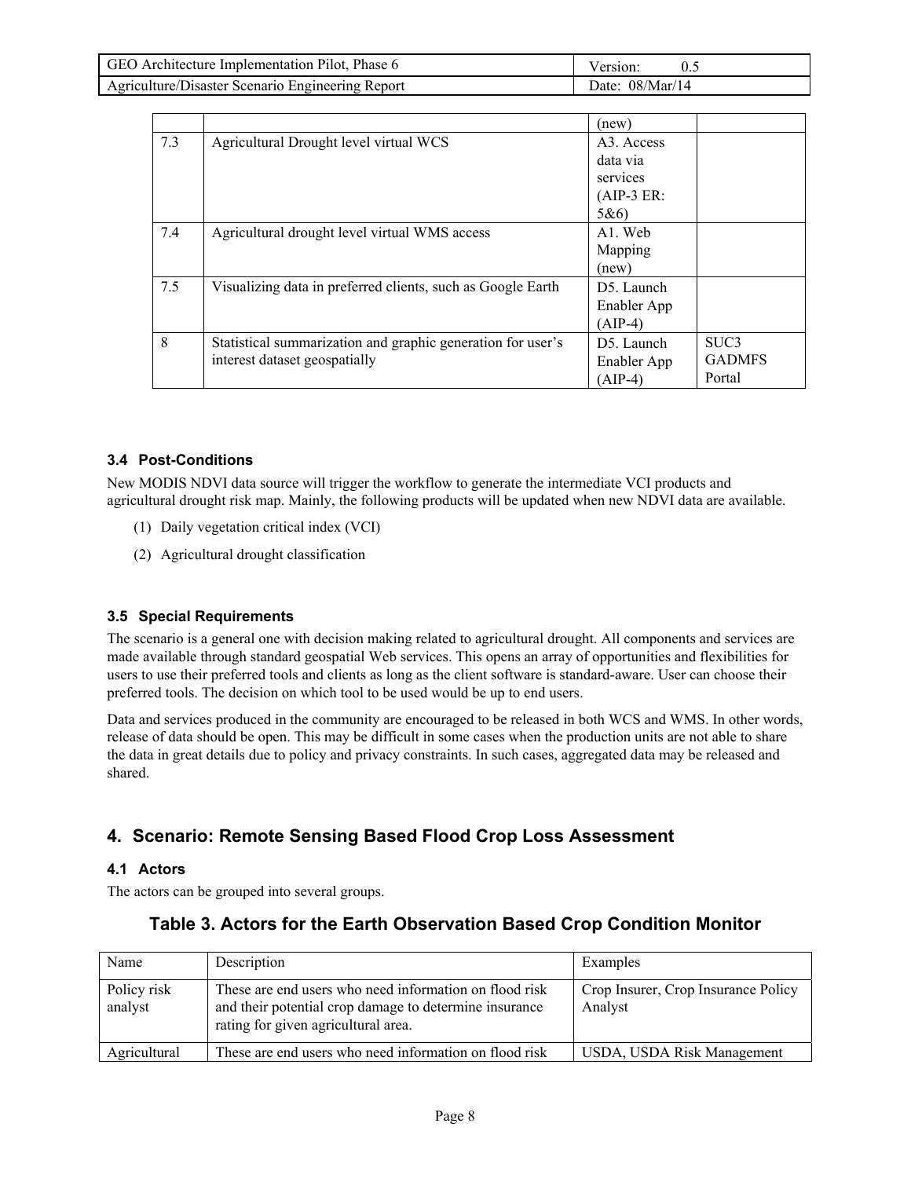| | | | |
|---|---|---|---|
| | | (new) | |
| 7.3 | Agricultural Drought level virtual WCS | A3. Access data via services (AIP-3 ER: 5&6) | |
| 7.4 | Agricultural drought level virtual WMS access | A1. Web Mapping (new) | |
| 7.5 | Visualizing data in preferred clients, such as Google Earth | D5. Launch Enabler App (AIP-4) | |
| 8 | Statistical summarization and graphic generation for user's interest dataset geospatially | D5. Launch Enabler App (AIP-4) | SUC3 GADMFS Portal |

### 3.4 Post-Conditions

New MODIS NDVI data source will trigger the workflow to generate the intermediate VCI products and agricultural drought risk map. Mainly, the following products will be updated when new NDVI data are available.

(1) Daily vegetation critical index (VCI)

(2) Agricultural drought classification

### 3.5 Special Requirements

The scenario is a general one with decision making related to agricultural drought. All components and services are made available through standard geospatial Web services. This opens an array of opportunities and flexibilities for users to use their preferred tools and clients as long as the client software is standard-aware. User can choose their preferred tools. The decision on which tool to be used would be up to end users.

Data and services produced in the community are encouraged to be released in both WCS and WMS. In other words, release of data should be open. This may be difficult in some cases when the production units are not able to share the data in great details due to policy and privacy constraints. In such cases, aggregated data may be released and shared.

## 4. Scenario: Remote Sensing Based Flood Crop Loss Assessment

### 4.1 Actors

The actors can be grouped into several groups.

**Table 3. Actors for the Earth Observation Based Crop Condition Monitor**

| Name | Description | Examples |
|---|---|---|
| Policy risk analyst | These are end users who need information on flood risk and their potential crop damage to determine insurance rating for given agricultural area. | Crop Insurer, Crop Insurance Policy Analyst |
| Agricultural | These are end users who need information on flood risk | USDA, USDA Risk Management |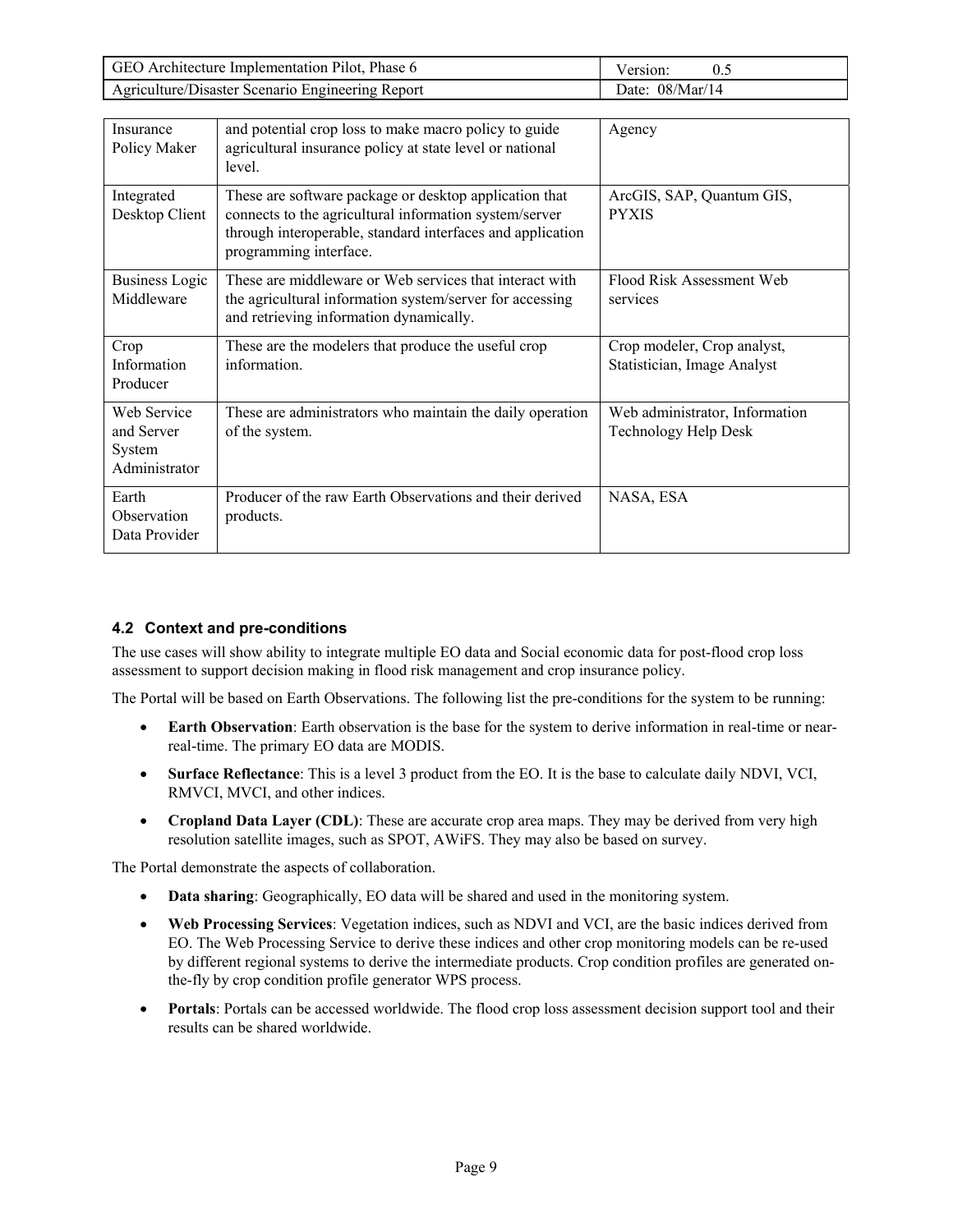| | | |
|---|---|---|
| Insurance Policy Maker | and potential crop loss to make macro policy to guide agricultural insurance policy at state level or national level. | Agency |
| Integrated Desktop Client | These are software package or desktop application that connects to the agricultural information system/server through interoperable, standard interfaces and application programming interface. | ArcGIS, SAP, Quantum GIS, PYXIS |
| Business Logic Middleware | These are middleware or Web services that interact with the agricultural information system/server for accessing and retrieving information dynamically. | Flood Risk Assessment Web services |
| Crop Information Producer | These are the modelers that produce the useful crop information. | Crop modeler, Crop analyst, Statistician, Image Analyst |
| Web Service and Server System Administrator | These are administrators who maintain the daily operation of the system. | Web administrator, Information Technology Help Desk |
| Earth Observation Data Provider | Producer of the raw Earth Observations and their derived products. | NASA, ESA |

### 4.2 Context and pre-conditions

The use cases will show ability to integrate multiple EO data and Social economic data for post-flood crop loss assessment to support decision making in flood risk management and crop insurance policy.

The Portal will be based on Earth Observations. The following list the pre-conditions for the system to be running:

- **Earth Observation**: Earth observation is the base for the system to derive information in real-time or near-real-time. The primary EO data are MODIS.
- **Surface Reflectance**: This is a level 3 product from the EO. It is the base to calculate daily NDVI, VCI, RMVCI, MVCI, and other indices.
- **Cropland Data Layer (CDL)**: These are accurate crop area maps. They may be derived from very high resolution satellite images, such as SPOT, AWiFS. They may also be based on survey.

The Portal demonstrate the aspects of collaboration.

- **Data sharing**: Geographically, EO data will be shared and used in the monitoring system.
- **Web Processing Services**: Vegetation indices, such as NDVI and VCI, are the basic indices derived from EO. The Web Processing Service to derive these indices and other crop monitoring models can be re-used by different regional systems to derive the intermediate products. Crop condition profiles are generated on-the-fly by crop condition profile generator WPS process.
- **Portals**: Portals can be accessed worldwide. The flood crop loss assessment decision support tool and their results can be shared worldwide.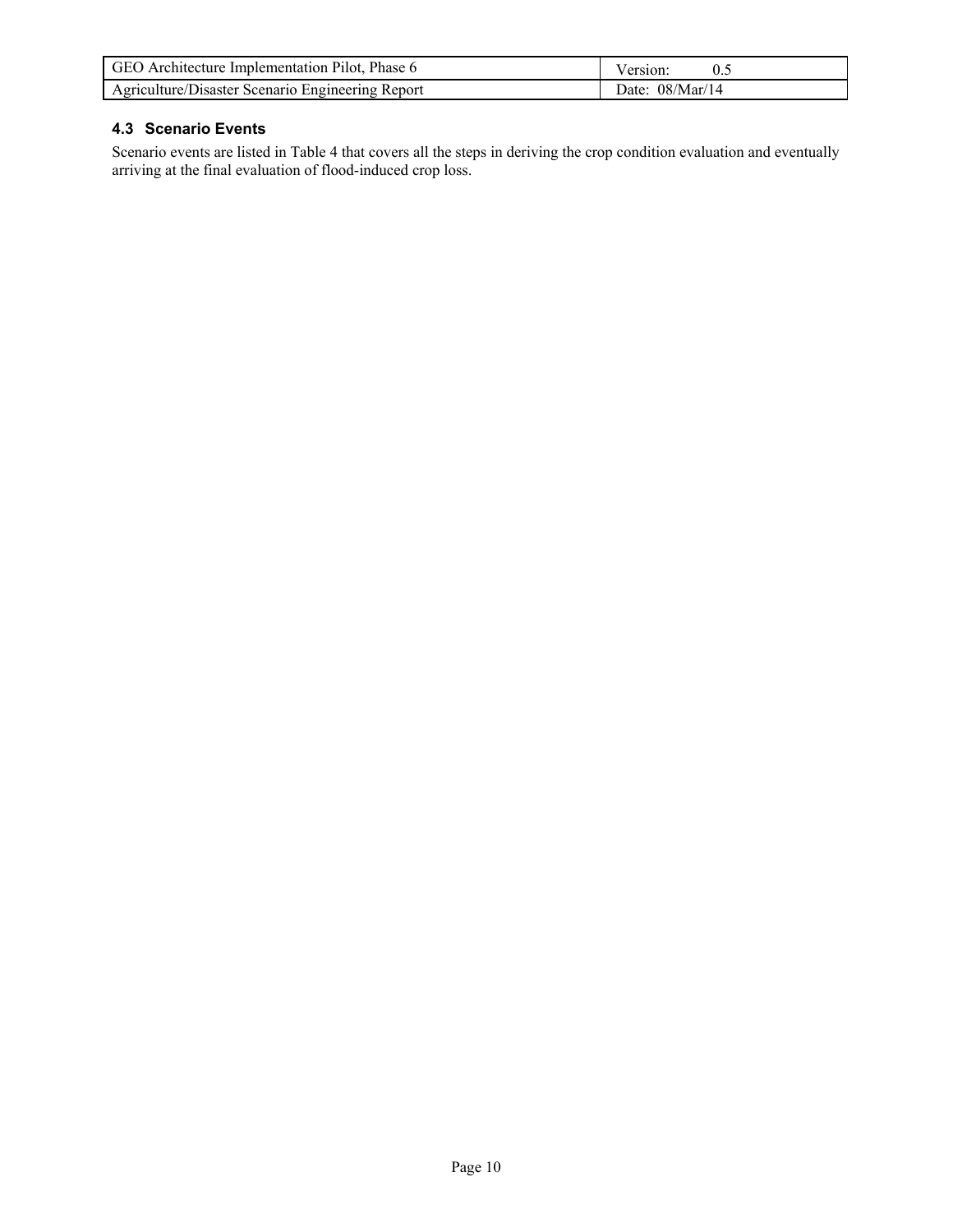### 4.3 Scenario Events

Scenario events are listed in Table 4 that covers all the steps in deriving the crop condition evaluation and eventually arriving at the final evaluation of flood-induced crop loss.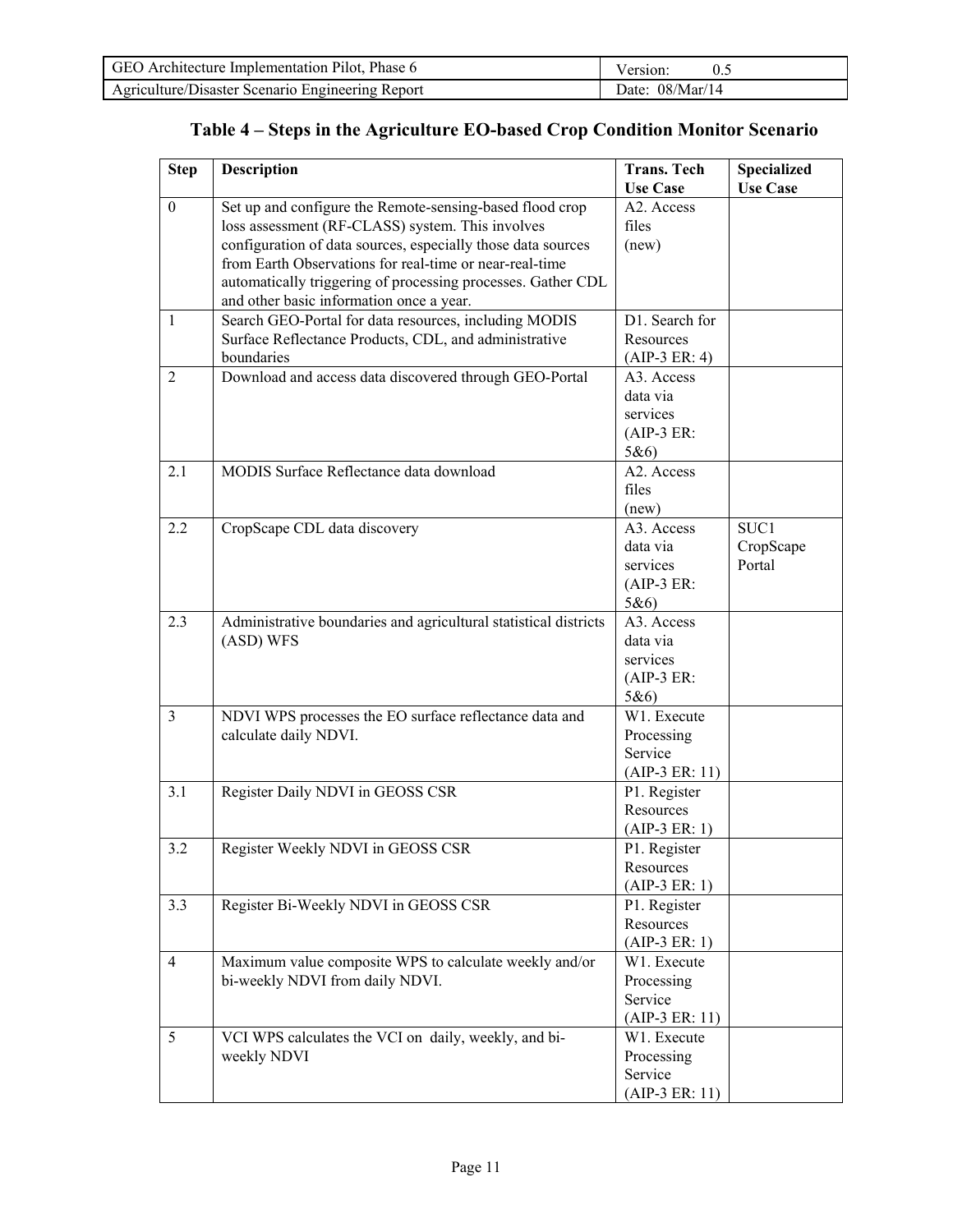### Table 4 – Steps in the Agriculture EO-based Crop Condition Monitor Scenario

| Step | Description | Trans. Tech Use Case | Specialized Use Case |
|---|---|---|---|
| 0 | Set up and configure the Remote-sensing-based flood crop loss assessment (RF-CLASS) system. This involves configuration of data sources, especially those data sources from Earth Observations for real-time or near-real-time automatically triggering of processing processes. Gather CDL and other basic information once a year. | A2. Access files (new) | |
| 1 | Search GEO-Portal for data resources, including MODIS Surface Reflectance Products, CDL, and administrative boundaries | D1. Search for Resources (AIP-3 ER: 4) | |
| 2 | Download and access data discovered through GEO-Portal | A3. Access data via services (AIP-3 ER: 5&6) | |
| 2.1 | MODIS Surface Reflectance data download | A2. Access files (new) | |
| 2.2 | CropScape CDL data discovery | A3. Access data via services (AIP-3 ER: 5&6) | SUC1 CropScape Portal |
| 2.3 | Administrative boundaries and agricultural statistical districts (ASD) WFS | A3. Access data via services (AIP-3 ER: 5&6) | |
| 3 | NDVI WPS processes the EO surface reflectance data and calculate daily NDVI. | W1. Execute Processing Service (AIP-3 ER: 11) | |
| 3.1 | Register Daily NDVI in GEOSS CSR | P1. Register Resources (AIP-3 ER: 1) | |
| 3.2 | Register Weekly NDVI in GEOSS CSR | P1. Register Resources (AIP-3 ER: 1) | |
| 3.3 | Register Bi-Weekly NDVI in GEOSS CSR | P1. Register Resources (AIP-3 ER: 1) | |
| 4 | Maximum value composite WPS to calculate weekly and/or bi-weekly NDVI from daily NDVI. | W1. Execute Processing Service (AIP-3 ER: 11) | |
| 5 | VCI WPS calculates the VCI on daily, weekly, and bi-weekly NDVI | W1. Execute Processing Service (AIP-3 ER: 11) | |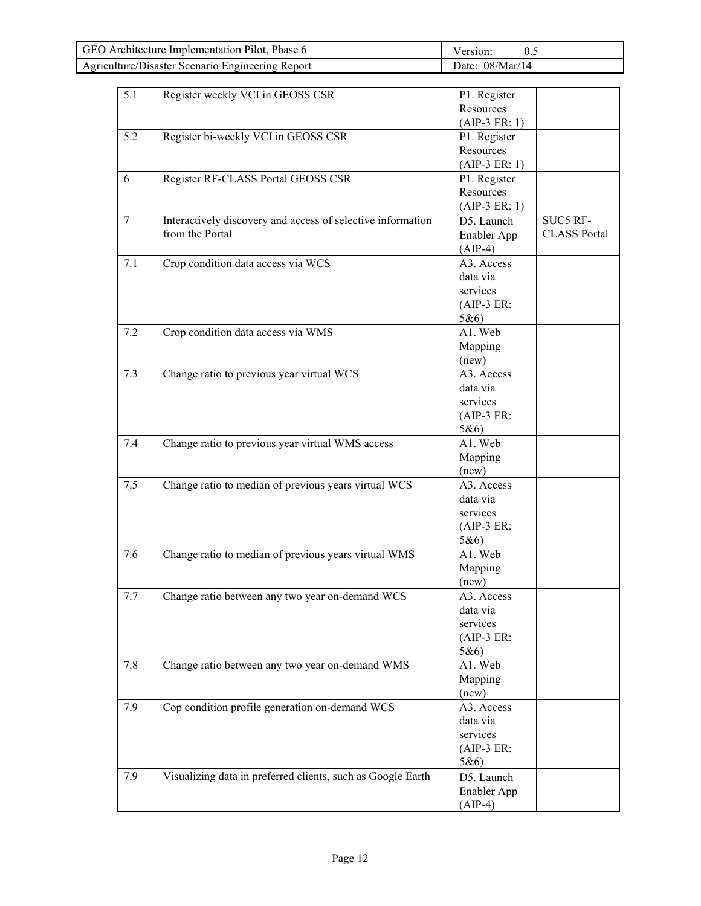| | | | |
|---|---|---|---|
| 5.1 | Register weekly VCI in GEOSS CSR | P1. Register Resources (AIP-3 ER: 1) | |
| 5.2 | Register bi-weekly VCI in GEOSS CSR | P1. Register Resources (AIP-3 ER: 1) | |
| 6 | Register RF-CLASS Portal GEOSS CSR | P1. Register Resources (AIP-3 ER: 1) | |
| 7 | Interactively discovery and access of selective information from the Portal | D5. Launch Enabler App (AIP-4) | SUC5 RF-CLASS Portal |
| 7.1 | Crop condition data access via WCS | A3. Access data via services (AIP-3 ER: 5&6) | |
| 7.2 | Crop condition data access via WMS | A1. Web Mapping (new) | |
| 7.3 | Change ratio to previous year virtual WCS | A3. Access data via services (AIP-3 ER: 5&6) | |
| 7.4 | Change ratio to previous year virtual WMS access | A1. Web Mapping (new) | |
| 7.5 | Change ratio to median of previous years virtual WCS | A3. Access data via services (AIP-3 ER: 5&6) | |
| 7.6 | Change ratio to median of previous years virtual WMS | A1. Web Mapping (new) | |
| 7.7 | Change ratio between any two year on-demand WCS | A3. Access data via services (AIP-3 ER: 5&6) | |
| 7.8 | Change ratio between any two year on-demand WMS | A1. Web Mapping (new) | |
| 7.9 | Cop condition profile generation on-demand WCS | A3. Access data via services (AIP-3 ER: 5&6) | |
| 7.9 | Visualizing data in preferred clients, such as Google Earth | D5. Launch Enabler App (AIP-4) | |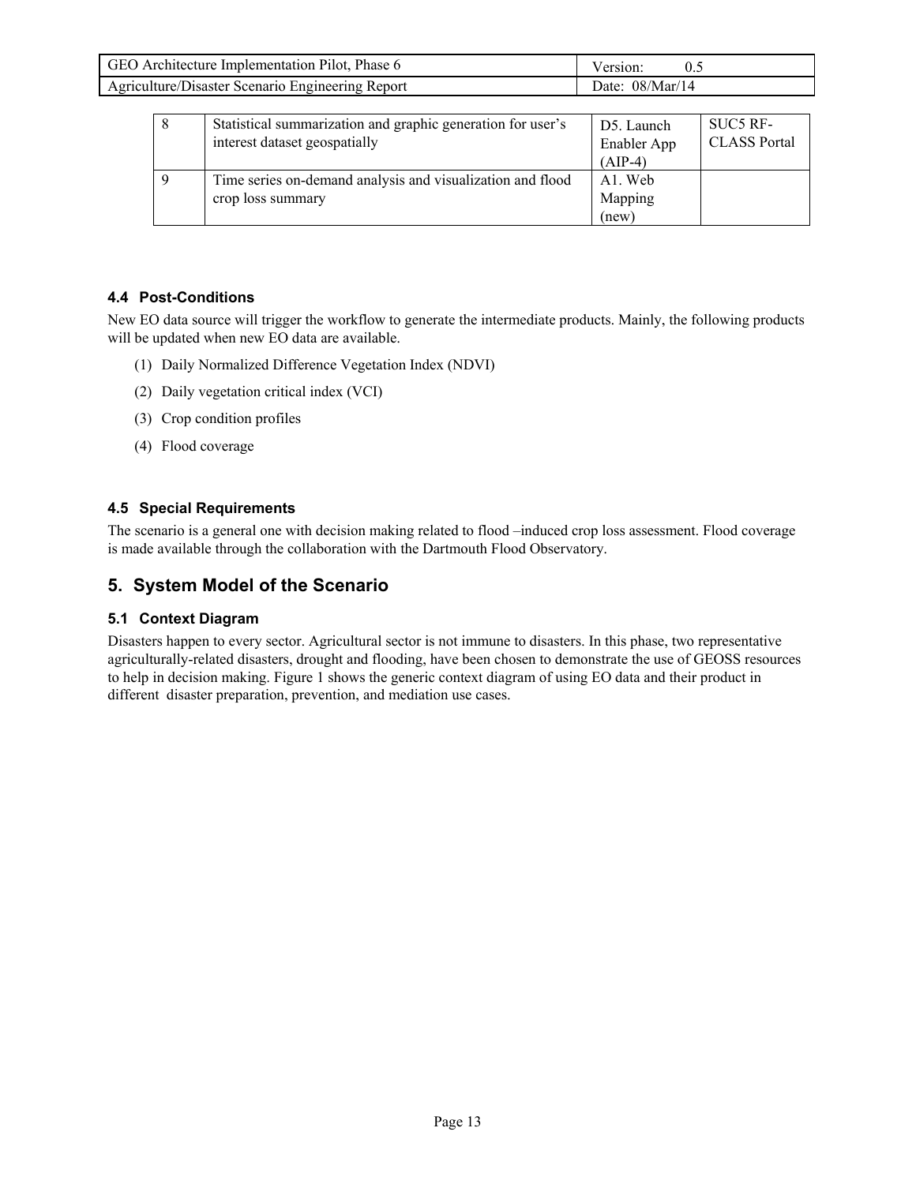| 8 | Statistical summarization and graphic generation for user's interest dataset geospatially | D5. Launch Enabler App (AIP-4) | SUC5 RF-CLASS Portal |
| --- | --- | --- | --- |
| 9 | Time series on-demand analysis and visualization and flood crop loss summary | A1. Web Mapping (new) | |

### 4.4 Post-Conditions

New EO data source will trigger the workflow to generate the intermediate products. Mainly, the following products will be updated when new EO data are available.

(1) Daily Normalized Difference Vegetation Index (NDVI)

(2) Daily vegetation critical index (VCI)

(3) Crop condition profiles

(4) Flood coverage

### 4.5 Special Requirements

The scenario is a general one with decision making related to flood –induced crop loss assessment. Flood coverage is made available through the collaboration with the Dartmouth Flood Observatory.

## 5. System Model of the Scenario

### 5.1 Context Diagram

Disasters happen to every sector. Agricultural sector is not immune to disasters. In this phase, two representative agriculturally-related disasters, drought and flooding, have been chosen to demonstrate the use of GEOSS resources to help in decision making. Figure 1 shows the generic context diagram of using EO data and their product in different disaster preparation, prevention, and mediation use cases.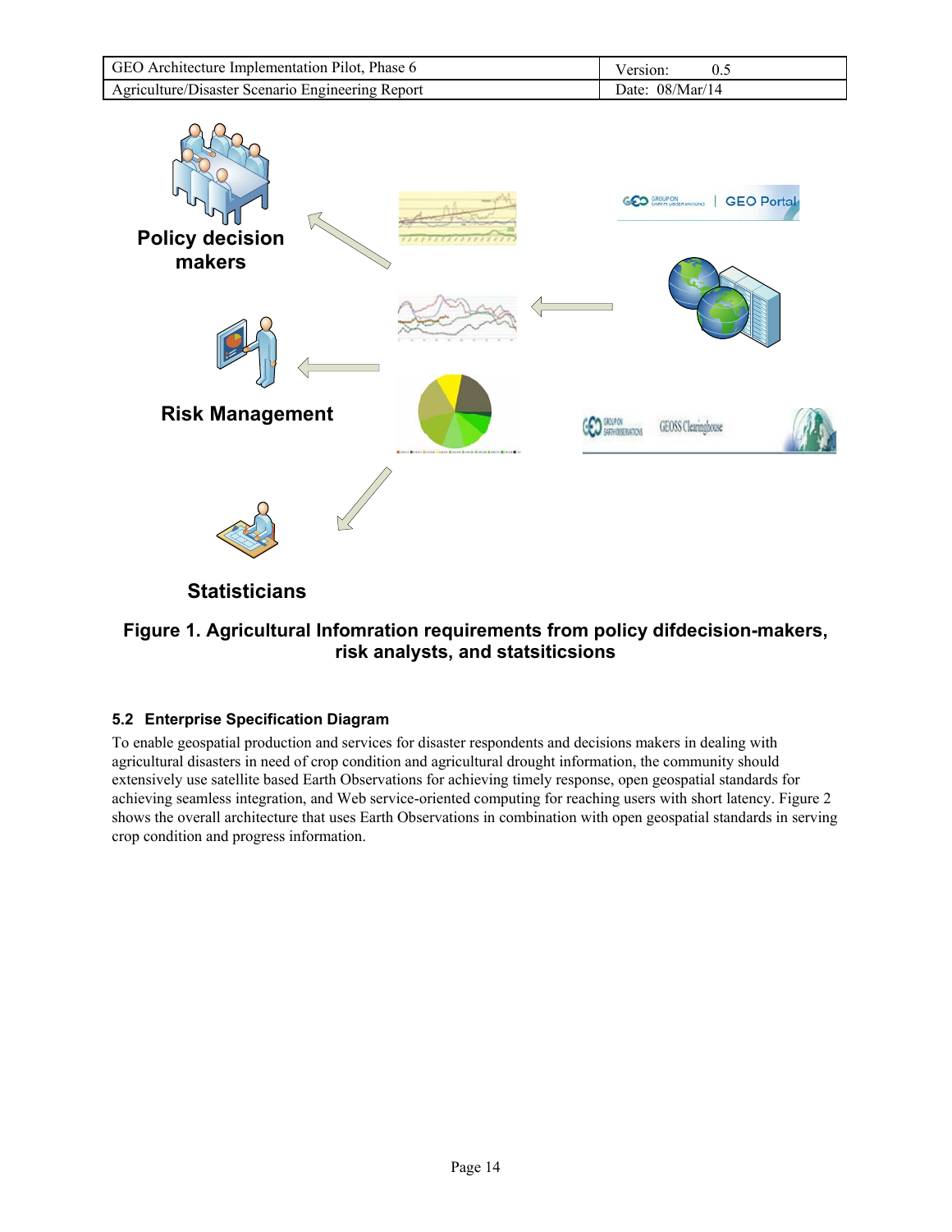Figure 1. Agricultural Infomration requirements from policy difdecision-makers, risk analysts, and statsiticsions

### 5.2 Enterprise Specification Diagram

To enable geospatial production and services for disaster respondents and decisions makers in dealing with agricultural disasters in need of crop condition and agricultural drought information, the community should extensively use satellite based Earth Observations for achieving timely response, open geospatial standards for achieving seamless integration, and Web service-oriented computing for reaching users with short latency. Figure 2 shows the overall architecture that uses Earth Observations in combination with open geospatial standards in serving crop condition and progress information.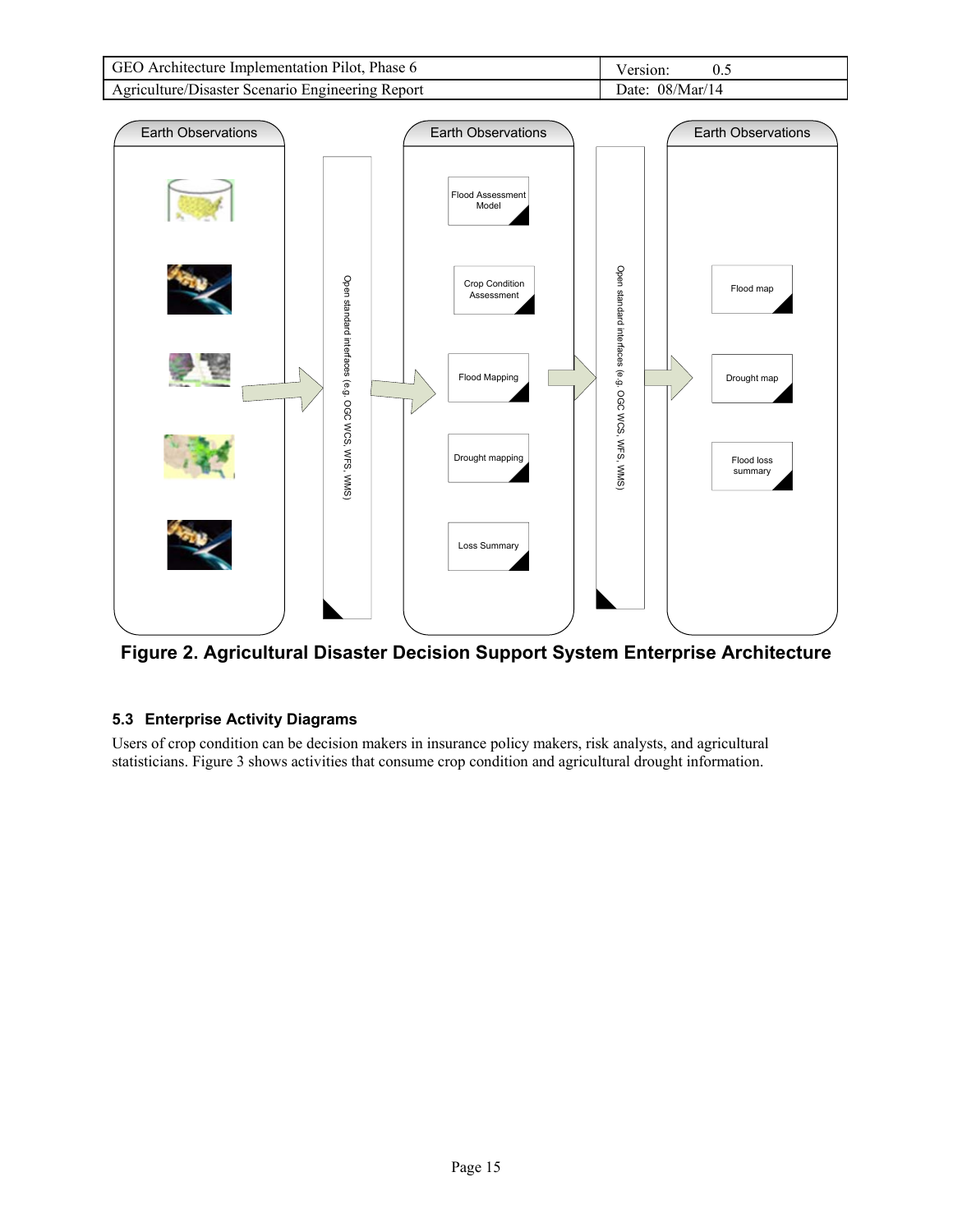**Figure 2. Agricultural Disaster Decision Support System Enterprise Architecture**

### 5.3 Enterprise Activity Diagrams

Users of crop condition can be decision makers in insurance policy makers, risk analysts, and agricultural statisticians. Figure 3 shows activities that consume crop condition and agricultural drought information.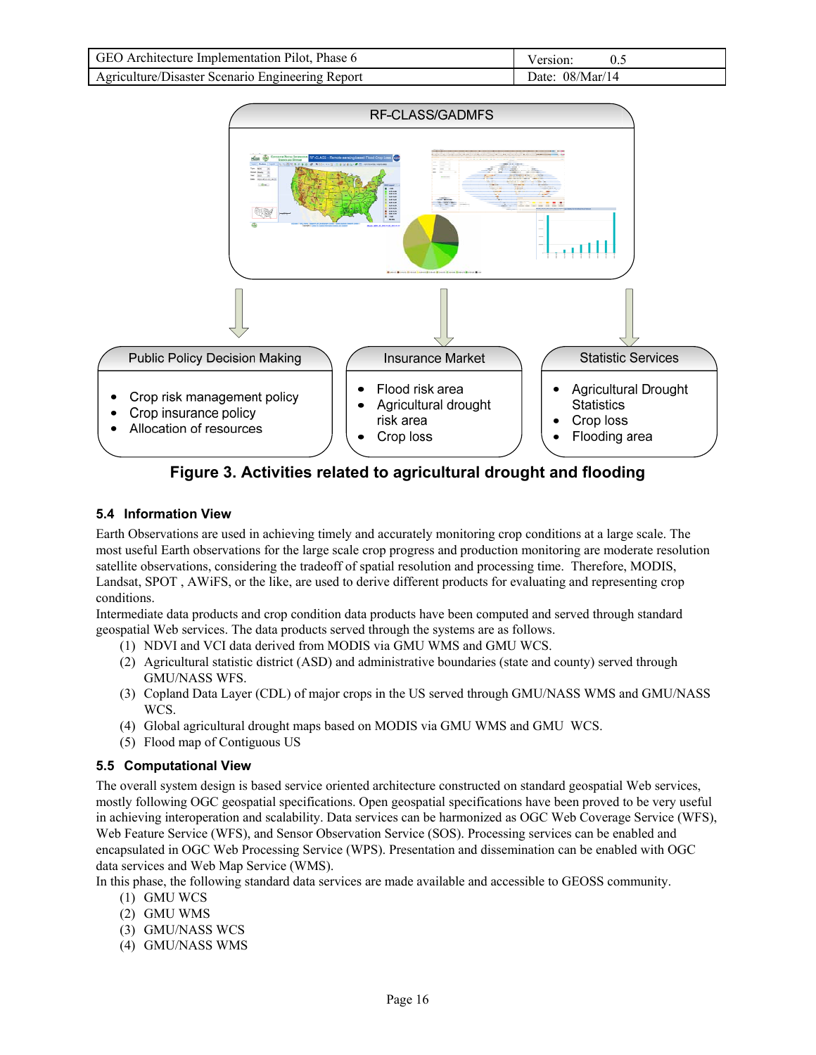RF-CLASS/GADMFS

| Public Policy Decision Making | Insurance Market | Statistic Services |
| --- | --- | --- |
| • Crop risk management policy<br>• Crop insurance policy<br>• Allocation of resources | • Flood risk area<br>• Agricultural drought risk area<br>• Crop loss | • Agricultural Drought Statistics<br>• Crop loss<br>• Flooding area |

**Figure 3. Activities related to agricultural drought and flooding**

### 5.4 Information View

Earth Observations are used in achieving timely and accurately monitoring crop conditions at a large scale. The most useful Earth observations for the large scale crop progress and production monitoring are moderate resolution satellite observations, considering the tradeoff of spatial resolution and processing time. Therefore, MODIS, Landsat, SPOT , AWiFS, or the like, are used to derive different products for evaluating and representing crop conditions.

Intermediate data products and crop condition data products have been computed and served through standard geospatial Web services. The data products served through the systems are as follows.

(1) NDVI and VCI data derived from MODIS via GMU WMS and GMU WCS.
(2) Agricultural statistic district (ASD) and administrative boundaries (state and county) served through GMU/NASS WFS.
(3) Copland Data Layer (CDL) of major crops in the US served through GMU/NASS WMS and GMU/NASS WCS.
(4) Global agricultural drought maps based on MODIS via GMU WMS and GMU WCS.
(5) Flood map of Contiguous US

### 5.5 Computational View

The overall system design is based service oriented architecture constructed on standard geospatial Web services, mostly following OGC geospatial specifications. Open geospatial specifications have been proved to be very useful in achieving interoperation and scalability. Data services can be harmonized as OGC Web Coverage Service (WFS), Web Feature Service (WFS), and Sensor Observation Service (SOS). Processing services can be enabled and encapsulated in OGC Web Processing Service (WPS). Presentation and dissemination can be enabled with OGC data services and Web Map Service (WMS).

In this phase, the following standard data services are made available and accessible to GEOSS community.

(1) GMU WCS
(2) GMU WMS
(3) GMU/NASS WCS
(4) GMU/NASS WMS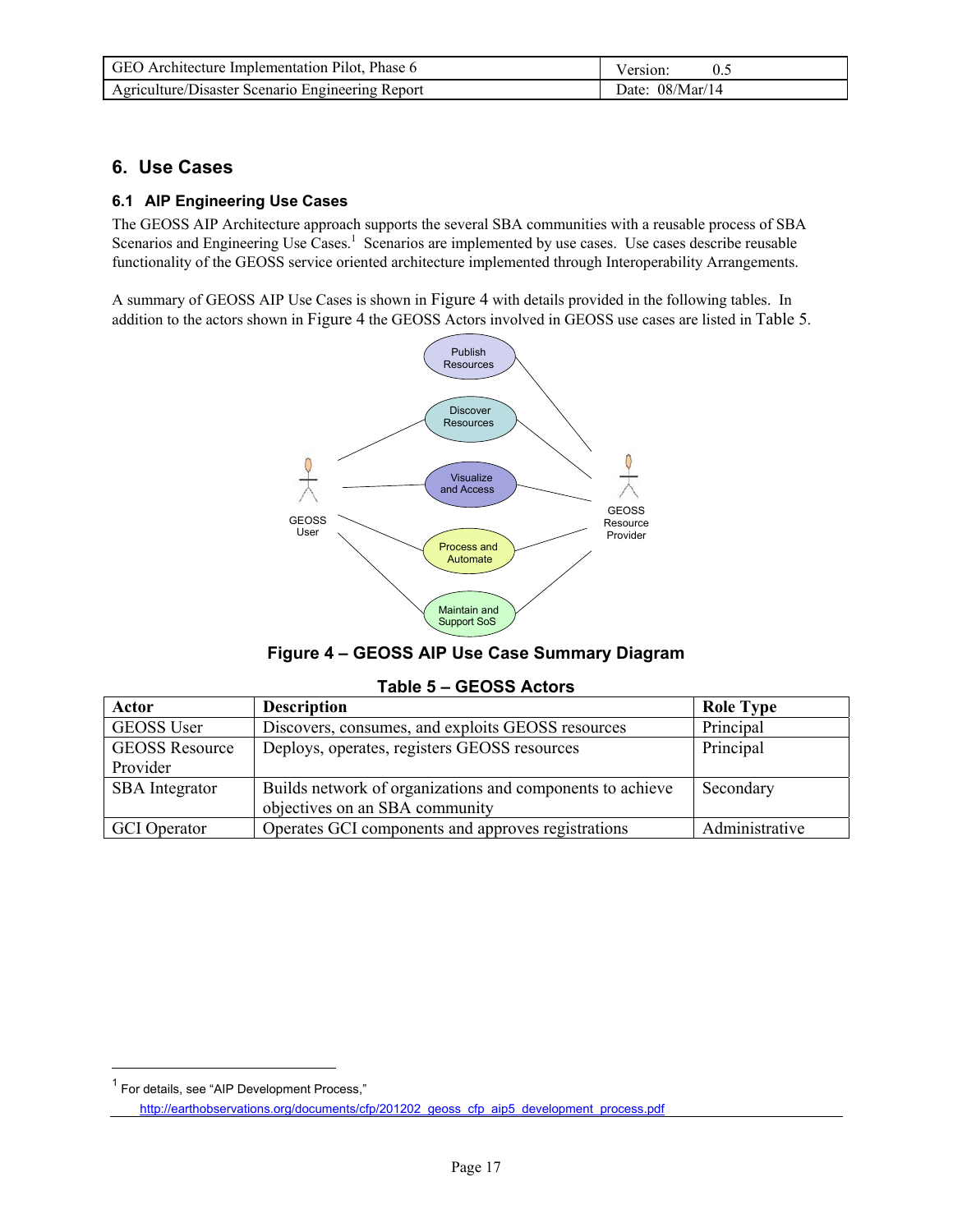# 6. Use Cases

## 6.1 AIP Engineering Use Cases

The GEOSS AIP Architecture approach supports the several SBA communities with a reusable process of SBA Scenarios and Engineering Use Cases.[1] Scenarios are implemented by use cases. Use cases describe reusable functionality of the GEOSS service oriented architecture implemented through Interoperability Arrangements.

A summary of GEOSS AIP Use Cases is shown in Figure 4 with details provided in the following tables. In addition to the actors shown in Figure 4 the GEOSS Actors involved in GEOSS use cases are listed in Table 5.

Publish Resources

Discover Resources

Visualize and Access

Process and Automate

Maintain and Support SoS

GEOSS User

GEOSS Resource Provider

**Figure 4 – GEOSS AIP Use Case Summary Diagram**

**Table 5 – GEOSS Actors**

| Actor | Description | Role Type |
|---|---|---|
| GEOSS User | Discovers, consumes, and exploits GEOSS resources | Principal |
| GEOSS Resource Provider | Deploys, operates, registers GEOSS resources | Principal |
| SBA Integrator | Builds network of organizations and components to achieve objectives on an SBA community | Secondary |
| GCI Operator | Operates GCI components and approves registrations | Administrative |

[1] For details, see "AIP Development Process," http://earthobservations.org/documents/cfp/201202_geoss_cfp_aip5_development_process.pdf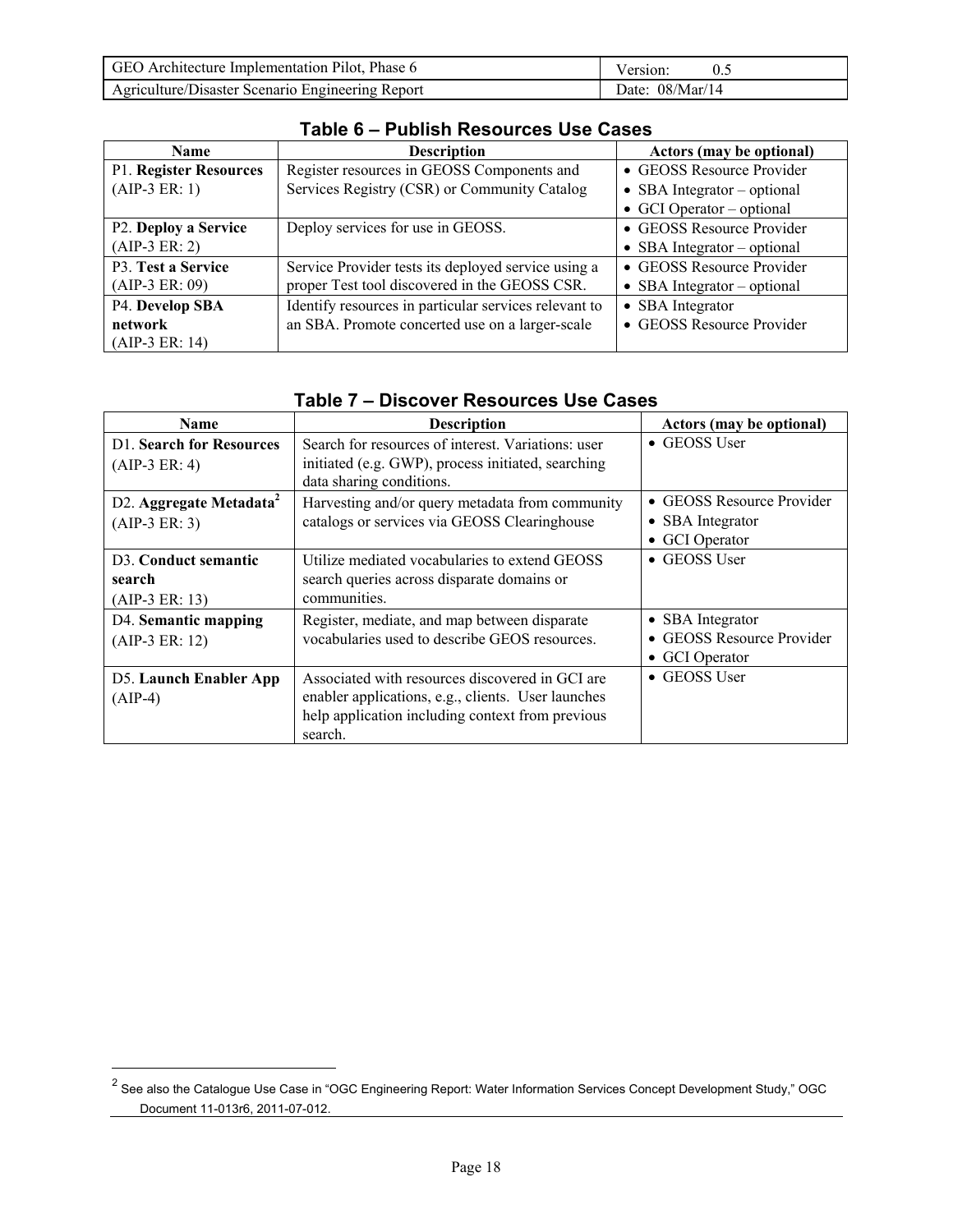### Table 6 – Publish Resources Use Cases

| Name | Description | Actors (may be optional) |
|---|---|---|
| P1. **Register Resources** (AIP-3 ER: 1) | Register resources in GEOSS Components and Services Registry (CSR) or Community Catalog | • GEOSS Resource Provider<br>• SBA Integrator – optional<br>• GCI Operator – optional |
| P2. **Deploy a Service** (AIP-3 ER: 2) | Deploy services for use in GEOSS. | • GEOSS Resource Provider<br>• SBA Integrator – optional |
| P3. **Test a Service** (AIP-3 ER: 09) | Service Provider tests its deployed service using a proper Test tool discovered in the GEOSS CSR. | • GEOSS Resource Provider<br>• SBA Integrator – optional |
| P4. **Develop SBA network** (AIP-3 ER: 14) | Identify resources in particular services relevant to an SBA. Promote concerted use on a larger-scale | • SBA Integrator<br>• GEOSS Resource Provider |

### Table 7 – Discover Resources Use Cases

| Name | Description | Actors (may be optional) |
|---|---|---|
| D1. **Search for Resources** (AIP-3 ER: 4) | Search for resources of interest. Variations: user initiated (e.g. GWP), process initiated, searching data sharing conditions. | • GEOSS User |
| D2. **Aggregate Metadata**[2] (AIP-3 ER: 3) | Harvesting and/or query metadata from community catalogs or services via GEOSS Clearinghouse | • GEOSS Resource Provider<br>• SBA Integrator<br>• GCI Operator |
| D3. **Conduct semantic search** (AIP-3 ER: 13) | Utilize mediated vocabularies to extend GEOSS search queries across disparate domains or communities. | • GEOSS User |
| D4. **Semantic mapping** (AIP-3 ER: 12) | Register, mediate, and map between disparate vocabularies used to describe GEOS resources. | • SBA Integrator<br>• GEOSS Resource Provider<br>• GCI Operator |
| D5. **Launch Enabler App** (AIP-4) | Associated with resources discovered in GCI are enabler applications, e.g., clients. User launches help application including context from previous search. | • GEOSS User |

[2] See also the Catalogue Use Case in "OGC Engineering Report: Water Information Services Concept Development Study," OGC Document 11-013r6, 2011-07-012.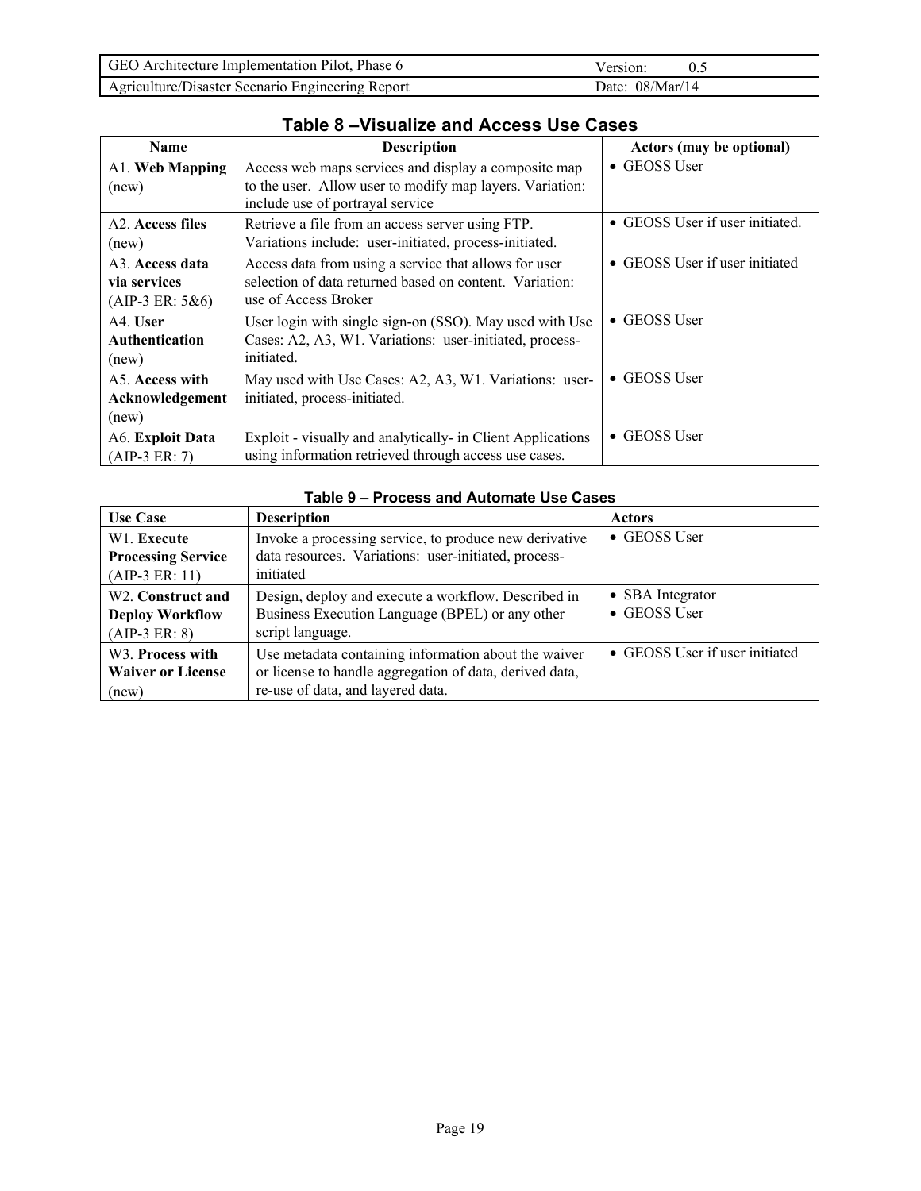### Table 8 –Visualize and Access Use Cases

| Name | Description | Actors (may be optional) |
|---|---|---|
| A1. **Web Mapping** (new) | Access web maps services and display a composite map to the user. Allow user to modify map layers. Variation: include use of portrayal service | • GEOSS User |
| A2. **Access files** (new) | Retrieve a file from an access server using FTP. Variations include: user-initiated, process-initiated. | • GEOSS User if user initiated. |
| A3. **Access data via services** (AIP-3 ER: 5&6) | Access data from using a service that allows for user selection of data returned based on content. Variation: use of Access Broker | • GEOSS User if user initiated |
| A4. **User Authentication** (new) | User login with single sign-on (SSO). May used with Use Cases: A2, A3, W1. Variations: user-initiated, process-initiated. | • GEOSS User |
| A5. **Access with Acknowledgement** (new) | May used with Use Cases: A2, A3, W1. Variations: user-initiated, process-initiated. | • GEOSS User |
| A6. **Exploit Data** (AIP-3 ER: 7) | Exploit - visually and analytically- in Client Applications using information retrieved through access use cases. | • GEOSS User |

**Table 9 – Process and Automate Use Cases**

| Use Case | Description | Actors |
|---|---|---|
| W1. **Execute Processing Service** (AIP-3 ER: 11) | Invoke a processing service, to produce new derivative data resources. Variations: user-initiated, process-initiated | • GEOSS User |
| W2. **Construct and Deploy Workflow** (AIP-3 ER: 8) | Design, deploy and execute a workflow. Described in Business Execution Language (BPEL) or any other script language. | • SBA Integrator<br>• GEOSS User |
| W3. **Process with Waiver or License** (new) | Use metadata containing information about the waiver or license to handle aggregation of data, derived data, re-use of data, and layered data. | • GEOSS User if user initiated |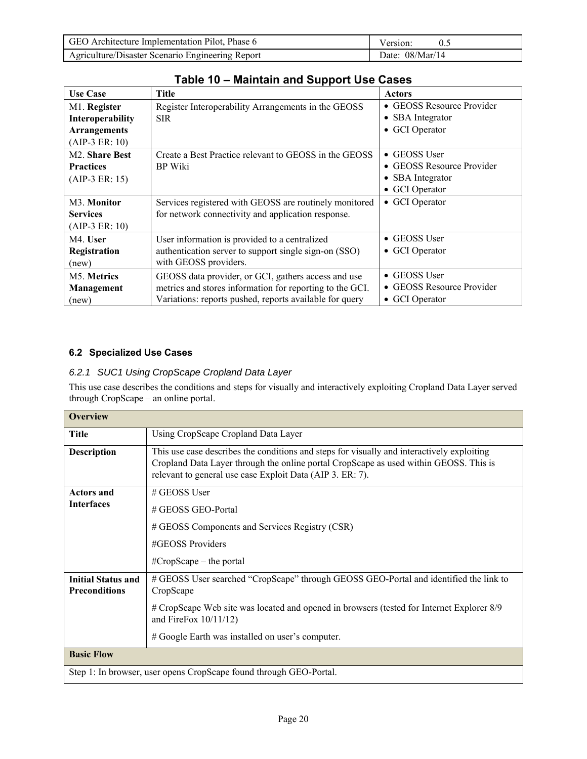**Table 10 – Maintain and Support Use Cases**

| Use Case | Title | Actors |
| --- | --- | --- |
| M1. **Register Interoperability Arrangements** (AIP-3 ER: 10) | Register Interoperability Arrangements in the GEOSS SIR | • GEOSS Resource Provider<br>• SBA Integrator<br>• GCI Operator |
| M2. **Share Best Practices** (AIP-3 ER: 15) | Create a Best Practice relevant to GEOSS in the GEOSS BP Wiki | • GEOSS User<br>• GEOSS Resource Provider<br>• SBA Integrator<br>• GCI Operator |
| M3. **Monitor Services** (AIP-3 ER: 10) | Services registered with GEOSS are routinely monitored for network connectivity and application response. | • GCI Operator |
| M4. **User Registration** (new) | User information is provided to a centralized authentication server to support single sign-on (SSO) with GEOSS providers. | • GEOSS User<br>• GCI Operator |
| M5. **Metrics Management** (new) | GEOSS data provider, or GCI, gathers access and use metrics and stores information for reporting to the GCI. Variations: reports pushed, reports available for query | • GEOSS User<br>• GEOSS Resource Provider<br>• GCI Operator |

## 6.2 Specialized Use Cases

### *6.2.1 SUC1 Using CropScape Cropland Data Layer*

This use case describes the conditions and steps for visually and interactively exploiting Cropland Data Layer served through CropScape – an online portal.

| **Overview** | |
| --- | --- |
| **Title** | Using CropScape Cropland Data Layer |
| **Description** | This use case describes the conditions and steps for visually and interactively exploiting Cropland Data Layer through the online portal CropScape as used within GEOSS. This is relevant to general use case Exploit Data (AIP 3. ER: 7). |
| **Actors and Interfaces** | # GEOSS User<br># GEOSS GEO-Portal<br># GEOSS Components and Services Registry (CSR)<br>#GEOSS Providers<br>#CropScape – the portal |
| **Initial Status and Preconditions** | # GEOSS User searched "CropScape" through GEOSS GEO-Portal and identified the link to CropScape<br># CropScape Web site was located and opened in browsers (tested for Internet Explorer 8/9 and FireFox 10/11/12)<br># Google Earth was installed on user's computer. |
| **Basic Flow** | |
| Step 1: In browser, user opens CropScape found through GEO-Portal. | |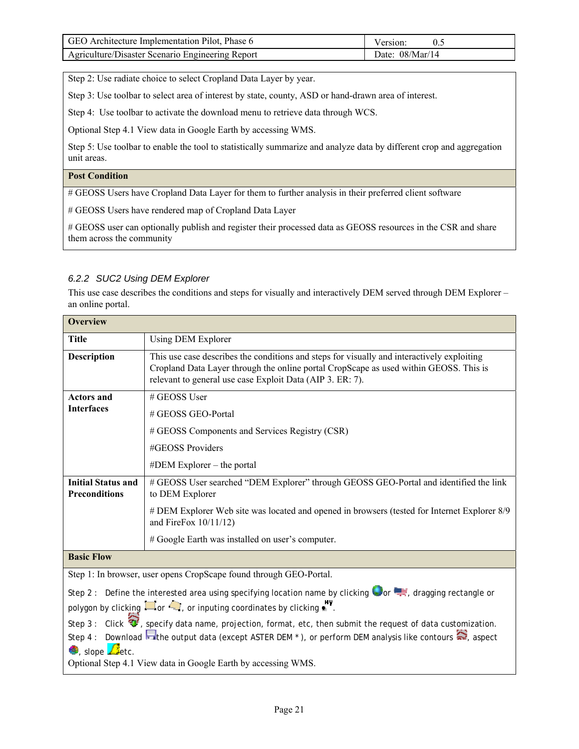| Step 2: Use radiate choice to select Cropland Data Layer by year.<br><br>Step 3: Use toolbar to select area of interest by state, county, ASD or hand-drawn area of interest.<br><br>Step 4: Use toolbar to activate the download menu to retrieve data through WCS.<br><br>Optional Step 4.1 View data in Google Earth by accessing WMS.<br><br>Step 5: Use toolbar to enable the tool to statistically summarize and analyze data by different crop and aggregation unit areas. |
|---|
| **Post Condition** |
| # GEOSS Users have Cropland Data Layer for them to further analysis in their preferred client software<br><br># GEOSS Users have rendered map of Cropland Data Layer<br><br># GEOSS user can optionally publish and register their processed data as GEOSS resources in the CSR and share them across the community |

### *6.2.2 SUC2 Using DEM Explorer*

This use case describes the conditions and steps for visually and interactively DEM served through DEM Explorer – an online portal.

| **Overview** | |
|---|---|
| **Title** | Using DEM Explorer |
| **Description** | This use case describes the conditions and steps for visually and interactively exploiting Cropland Data Layer through the online portal CropScape as used within GEOSS. This is relevant to general use case Exploit Data (AIP 3. ER: 7). |
| **Actors and Interfaces** | # GEOSS User<br><br># GEOSS GEO-Portal<br><br># GEOSS Components and Services Registry (CSR)<br><br>#GEOSS Providers<br><br>#DEM Explorer – the portal |
| **Initial Status and Preconditions** | # GEOSS User searched "DEM Explorer" through GEOSS GEO-Portal and identified the link to DEM Explorer<br><br># DEM Explorer Web site was located and opened in browsers (tested for Internet Explorer 8/9 and FireFox 10/11/12)<br><br># Google Earth was installed on user's computer. |
| **Basic Flow** | |
| Step 1: In browser, user opens CropScape found through GEO-Portal.<br><br>Step 2 : Define the interested area using specifying location name by clicking or , dragging rectangle or polygon by clicking or , or inputing coordinates by clicking .<br><br>Step 3 : Click , specify data name, projection, format, etc, then submit the request of data customization.<br>Step 4 : Download the output data (except ASTER DEM * ), or perform DEM analysis like contours , aspect , slope etc.<br>Optional Step 4.1 View data in Google Earth by accessing WMS. | |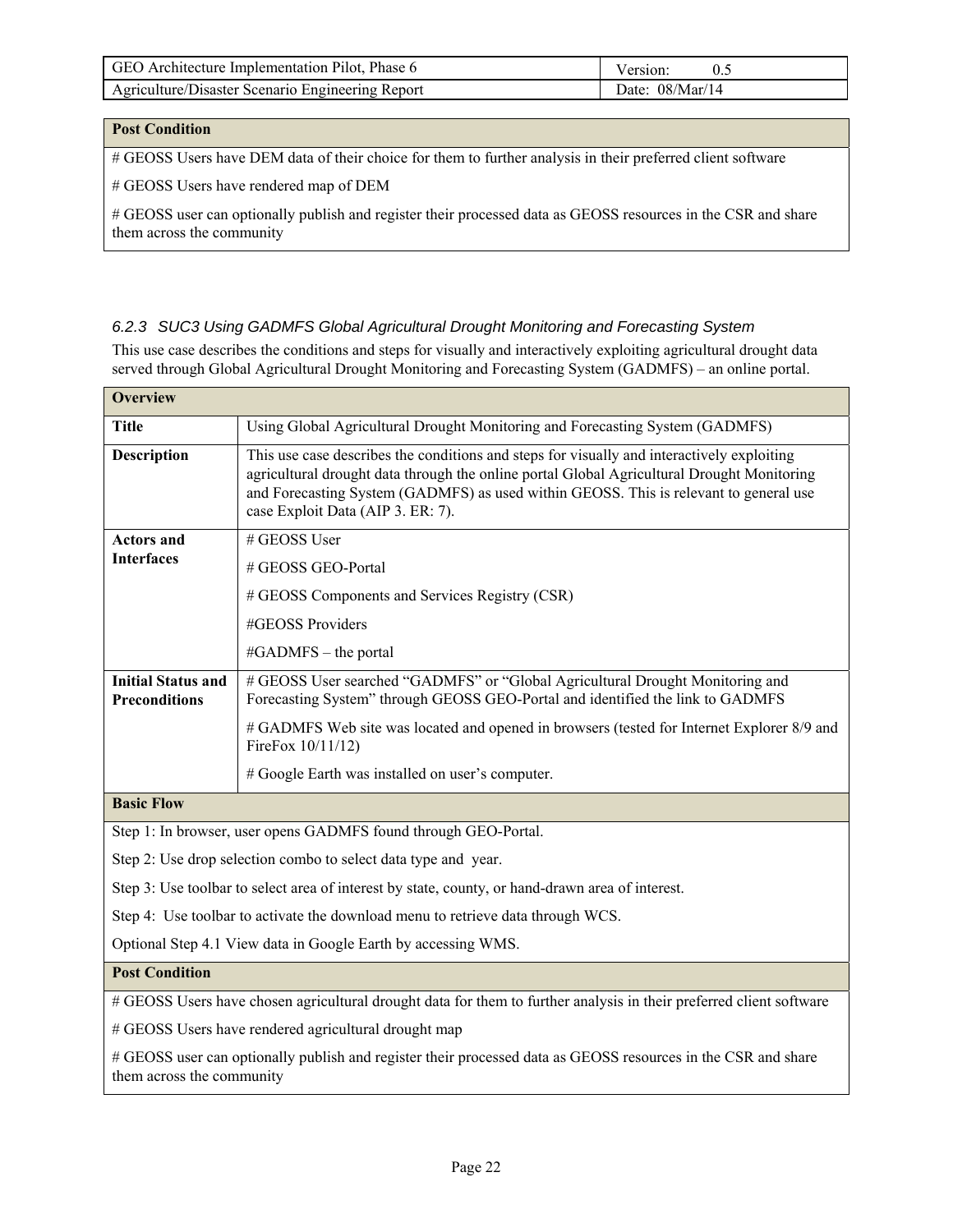| Post Condition |
|---|
| # GEOSS Users have DEM data of their choice for them to further analysis in their preferred client software |
| # GEOSS Users have rendered map of DEM |
| # GEOSS user can optionally publish and register their processed data as GEOSS resources in the CSR and share them across the community |

### 6.2.3 SUC3 Using GADMFS Global Agricultural Drought Monitoring and Forecasting System

This use case describes the conditions and steps for visually and interactively exploiting agricultural drought data served through Global Agricultural Drought Monitoring and Forecasting System (GADMFS) – an online portal.

| **Overview** | |
|---|---|
| **Title** | Using Global Agricultural Drought Monitoring and Forecasting System (GADMFS) |
| **Description** | This use case describes the conditions and steps for visually and interactively exploiting agricultural drought data through the online portal Global Agricultural Drought Monitoring and Forecasting System (GADMFS) as used within GEOSS. This is relevant to general use case Exploit Data (AIP 3. ER: 7). |
| **Actors and Interfaces** | # GEOSS User<br># GEOSS GEO-Portal<br># GEOSS Components and Services Registry (CSR)<br>#GEOSS Providers<br>#GADMFS – the portal |
| **Initial Status and Preconditions** | # GEOSS User searched "GADMFS" or "Global Agricultural Drought Monitoring and Forecasting System" through GEOSS GEO-Portal and identified the link to GADMFS<br># GADMFS Web site was located and opened in browsers (tested for Internet Explorer 8/9 and FireFox 10/11/12)<br># Google Earth was installed on user's computer. |
| **Basic Flow** | |
| Step 1: In browser, user opens GADMFS found through GEO-Portal. | |
| Step 2: Use drop selection combo to select data type and year. | |
| Step 3: Use toolbar to select area of interest by state, county, or hand-drawn area of interest. | |
| Step 4: Use toolbar to activate the download menu to retrieve data through WCS. | |
| Optional Step 4.1 View data in Google Earth by accessing WMS. | |
| **Post Condition** | |
| # GEOSS Users have chosen agricultural drought data for them to further analysis in their preferred client software | |
| # GEOSS Users have rendered agricultural drought map | |
| # GEOSS user can optionally publish and register their processed data as GEOSS resources in the CSR and share them across the community | |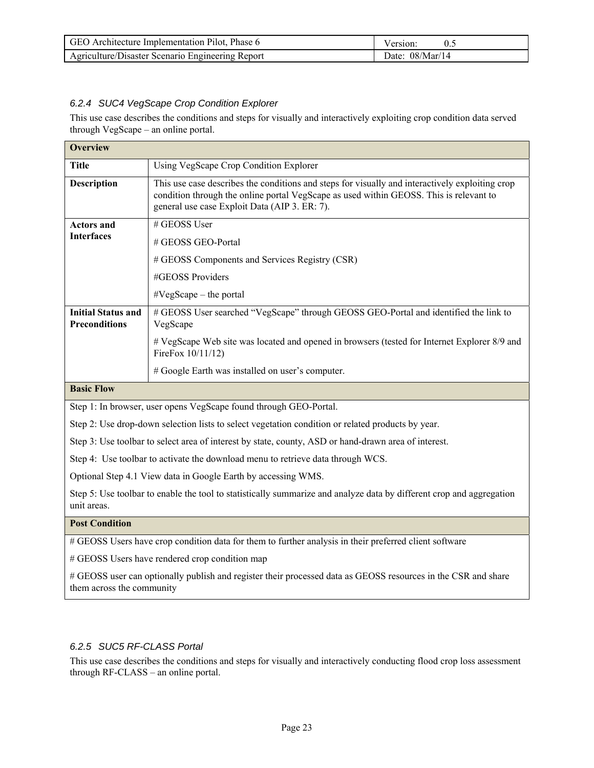### 6.2.4 SUC4 VegScape Crop Condition Explorer

This use case describes the conditions and steps for visually and interactively exploiting crop condition data served through VegScape – an online portal.

| **Overview** | |
|---|---|
| **Title** | Using VegScape Crop Condition Explorer |
| **Description** | This use case describes the conditions and steps for visually and interactively exploiting crop condition through the online portal VegScape as used within GEOSS. This is relevant to general use case Exploit Data (AIP 3. ER: 7). |
| **Actors and Interfaces** | # GEOSS User<br># GEOSS GEO-Portal<br># GEOSS Components and Services Registry (CSR)<br>#GEOSS Providers<br>#VegScape – the portal |
| **Initial Status and Preconditions** | # GEOSS User searched "VegScape" through GEOSS GEO-Portal and identified the link to VegScape<br># VegScape Web site was located and opened in browsers (tested for Internet Explorer 8/9 and FireFox 10/11/12)<br># Google Earth was installed on user's computer. |
| **Basic Flow** | |
| Step 1: In browser, user opens VegScape found through GEO-Portal.<br>Step 2: Use drop-down selection lists to select vegetation condition or related products by year.<br>Step 3: Use toolbar to select area of interest by state, county, ASD or hand-drawn area of interest.<br>Step 4: Use toolbar to activate the download menu to retrieve data through WCS.<br>Optional Step 4.1 View data in Google Earth by accessing WMS.<br>Step 5: Use toolbar to enable the tool to statistically summarize and analyze data by different crop and aggregation unit areas. | |
| **Post Condition** | |
| # GEOSS Users have crop condition data for them to further analysis in their preferred client software<br># GEOSS Users have rendered crop condition map<br># GEOSS user can optionally publish and register their processed data as GEOSS resources in the CSR and share them across the community | |

### 6.2.5 SUC5 RF-CLASS Portal

This use case describes the conditions and steps for visually and interactively conducting flood crop loss assessment through RF-CLASS – an online portal.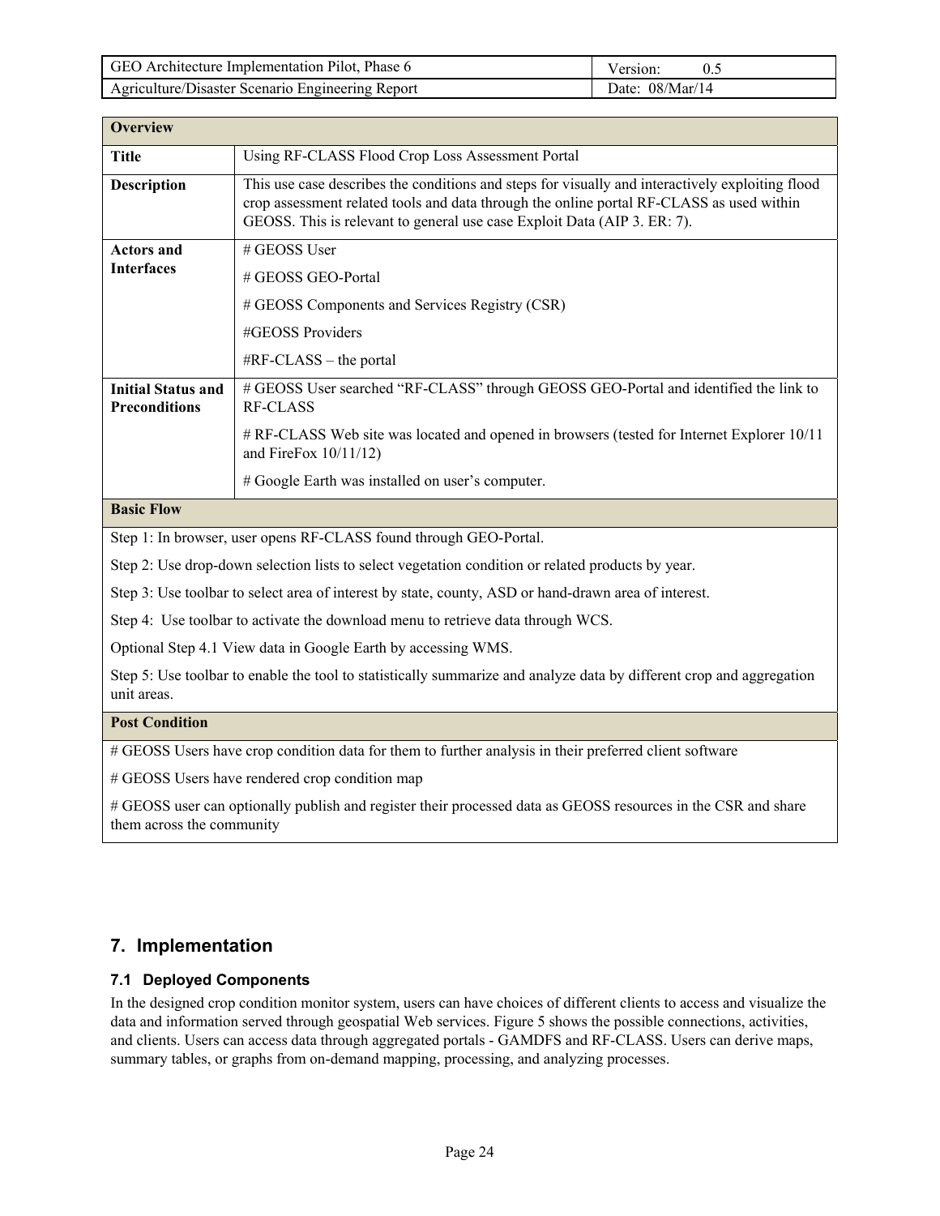| Overview | |
| --- | --- |
| **Title** | Using RF-CLASS Flood Crop Loss Assessment Portal |
| **Description** | This use case describes the conditions and steps for visually and interactively exploiting flood crop assessment related tools and data through the online portal RF-CLASS as used within GEOSS. This is relevant to general use case Exploit Data (AIP 3. ER: 7). |
| **Actors and Interfaces** | # GEOSS User<br># GEOSS GEO-Portal<br># GEOSS Components and Services Registry (CSR)<br>#GEOSS Providers<br>#RF-CLASS – the portal |
| **Initial Status and Preconditions** | # GEOSS User searched "RF-CLASS" through GEOSS GEO-Portal and identified the link to RF-CLASS<br># RF-CLASS Web site was located and opened in browsers (tested for Internet Explorer 10/11 and FireFox 10/11/12)<br># Google Earth was installed on user's computer. |
| **Basic Flow** | |
| Step 1: In browser, user opens RF-CLASS found through GEO-Portal.<br>Step 2: Use drop-down selection lists to select vegetation condition or related products by year.<br>Step 3: Use toolbar to select area of interest by state, county, ASD or hand-drawn area of interest.<br>Step 4: Use toolbar to activate the download menu to retrieve data through WCS.<br>Optional Step 4.1 View data in Google Earth by accessing WMS.<br>Step 5: Use toolbar to enable the tool to statistically summarize and analyze data by different crop and aggregation unit areas. | |
| **Post Condition** | |
| # GEOSS Users have crop condition data for them to further analysis in their preferred client software<br># GEOSS Users have rendered crop condition map<br># GEOSS user can optionally publish and register their processed data as GEOSS resources in the CSR and share them across the community | |

# 7. Implementation

## 7.1 Deployed Components

In the designed crop condition monitor system, users can have choices of different clients to access and visualize the data and information served through geospatial Web services. Figure 5 shows the possible connections, activities, and clients. Users can access data through aggregated portals - GAMDFS and RF-CLASS. Users can derive maps, summary tables, or graphs from on-demand mapping, processing, and analyzing processes.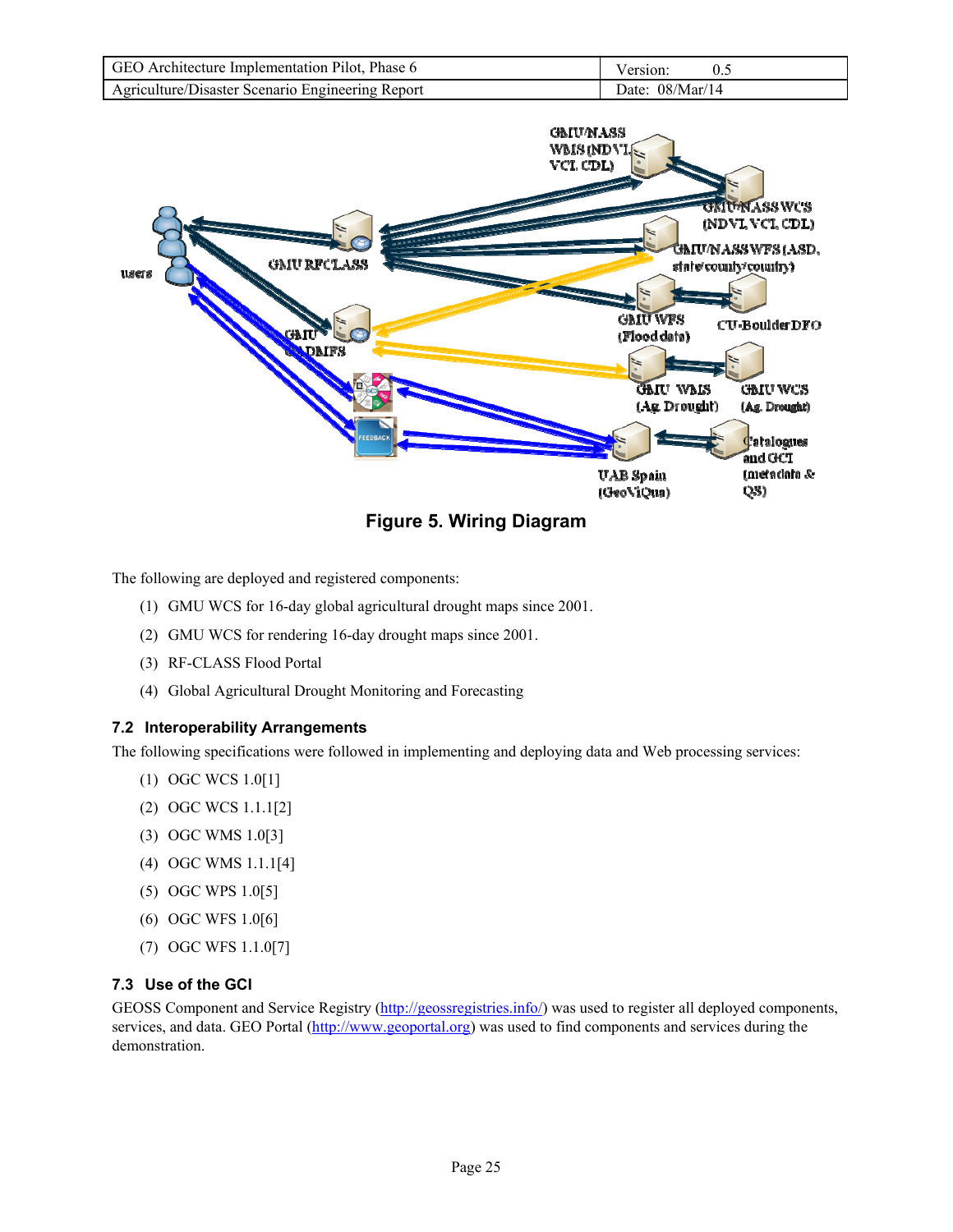Figure 5. Wiring Diagram

The following are deployed and registered components:

(1) GMU WCS for 16-day global agricultural drought maps since 2001.

(2) GMU WCS for rendering 16-day drought maps since 2001.

(3) RF-CLASS Flood Portal

(4) Global Agricultural Drought Monitoring and Forecasting

### 7.2 Interoperability Arrangements

The following specifications were followed in implementing and deploying data and Web processing services:

(1) OGC WCS 1.0[1]

(2) OGC WCS 1.1.1[2]

(3) OGC WMS 1.0[3]

(4) OGC WMS 1.1.1[4]

(5) OGC WPS 1.0[5]

(6) OGC WFS 1.0[6]

(7) OGC WFS 1.1.0[7]

### 7.3 Use of the GCI

GEOSS Component and Service Registry (http://geossregistries.info/) was used to register all deployed components, services, and data. GEO Portal (http://www.geoportal.org) was used to find components and services during the demonstration.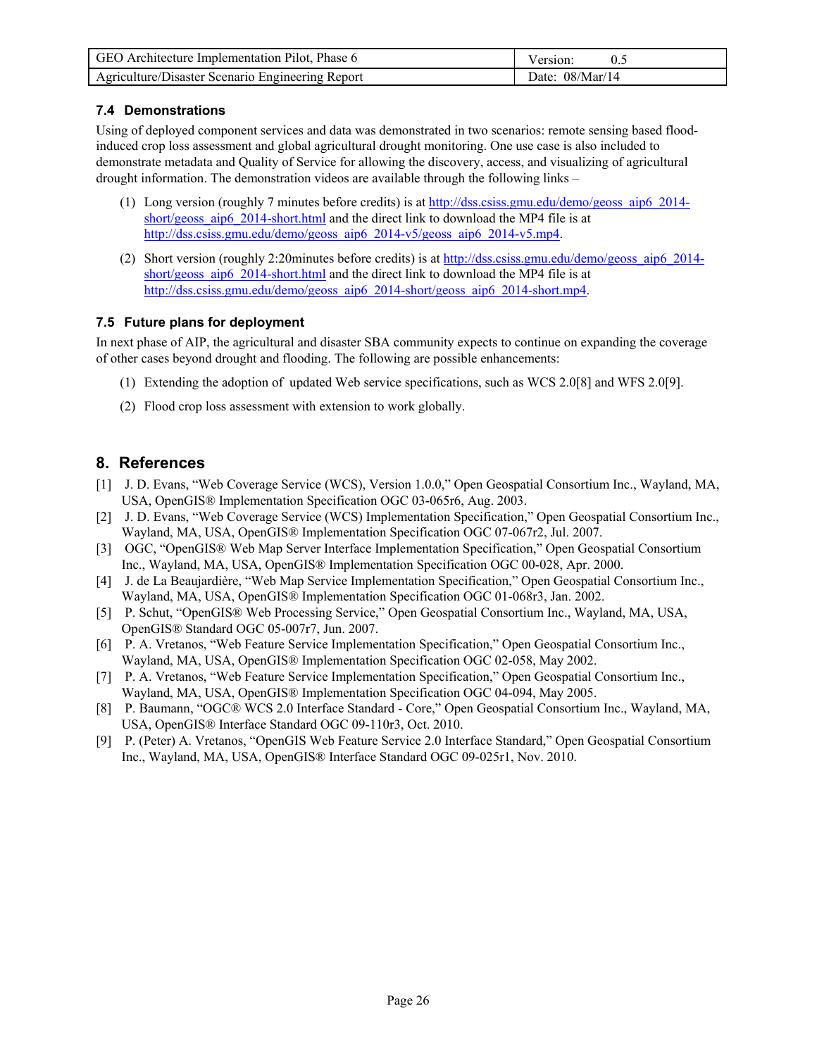### 7.4 Demonstrations

Using of deployed component services and data was demonstrated in two scenarios: remote sensing based flood-induced crop loss assessment and global agricultural drought monitoring. One use case is also included to demonstrate metadata and Quality of Service for allowing the discovery, access, and visualizing of agricultural drought information. The demonstration videos are available through the following links –

(1) Long version (roughly 7 minutes before credits) is at http://dss.csiss.gmu.edu/demo/geoss_aip6_2014-short/geoss_aip6_2014-short.html and the direct link to download the MP4 file is at http://dss.csiss.gmu.edu/demo/geoss_aip6_2014-v5/geoss_aip6_2014-v5.mp4.

(2) Short version (roughly 2:20minutes before credits) is at http://dss.csiss.gmu.edu/demo/geoss_aip6_2014-short/geoss_aip6_2014-short.html and the direct link to download the MP4 file is at http://dss.csiss.gmu.edu/demo/geoss_aip6_2014-short/geoss_aip6_2014-short.mp4.

### 7.5 Future plans for deployment

In next phase of AIP, the agricultural and disaster SBA community expects to continue on expanding the coverage of other cases beyond drought and flooding. The following are possible enhancements:

(1) Extending the adoption of updated Web service specifications, such as WCS 2.0[8] and WFS 2.0[9].

(2) Flood crop loss assessment with extension to work globally.

## 8. References

[1] J. D. Evans, "Web Coverage Service (WCS), Version 1.0.0," Open Geospatial Consortium Inc., Wayland, MA, USA, OpenGIS® Implementation Specification OGC 03-065r6, Aug. 2003.

[2] J. D. Evans, "Web Coverage Service (WCS) Implementation Specification," Open Geospatial Consortium Inc., Wayland, MA, USA, OpenGIS® Implementation Specification OGC 07-067r2, Jul. 2007.

[3] OGC, "OpenGIS® Web Map Server Interface Implementation Specification," Open Geospatial Consortium Inc., Wayland, MA, USA, OpenGIS® Implementation Specification OGC 00-028, Apr. 2000.

[4] J. de La Beaujardière, "Web Map Service Implementation Specification," Open Geospatial Consortium Inc., Wayland, MA, USA, OpenGIS® Implementation Specification OGC 01-068r3, Jan. 2002.

[5] P. Schut, "OpenGIS® Web Processing Service," Open Geospatial Consortium Inc., Wayland, MA, USA, OpenGIS® Standard OGC 05-007r7, Jun. 2007.

[6] P. A. Vretanos, "Web Feature Service Implementation Specification," Open Geospatial Consortium Inc., Wayland, MA, USA, OpenGIS® Implementation Specification OGC 02-058, May 2002.

[7] P. A. Vretanos, "Web Feature Service Implementation Specification," Open Geospatial Consortium Inc., Wayland, MA, USA, OpenGIS® Implementation Specification OGC 04-094, May 2005.

[8] P. Baumann, "OGC® WCS 2.0 Interface Standard - Core," Open Geospatial Consortium Inc., Wayland, MA, USA, OpenGIS® Interface Standard OGC 09-110r3, Oct. 2010.

[9] P. (Peter) A. Vretanos, "OpenGIS Web Feature Service 2.0 Interface Standard," Open Geospatial Consortium Inc., Wayland, MA, USA, OpenGIS® Interface Standard OGC 09-025r1, Nov. 2010.